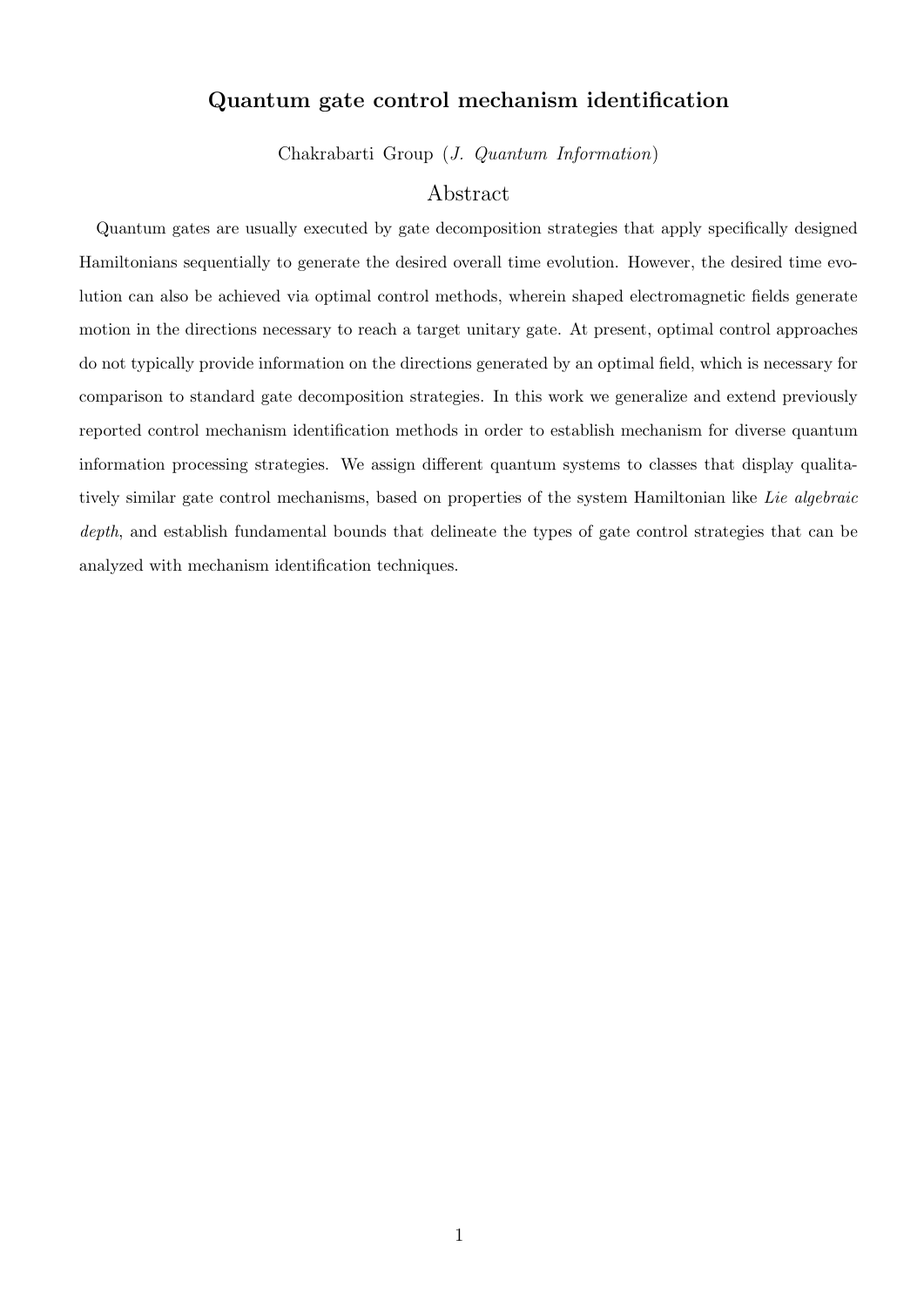# Quantum gate control mechanism identification

Chakrabarti Group (*J. Quantum Information*)

## Abstract

Quantum gates are usually executed by gate decomposition strategies that apply specifically designed Hamiltonians sequentially to generate the desired overall time evolution. However, the desired time evolution can also be achieved via optimal control methods, wherein shaped electromagnetic fields generate motion in the directions necessary to reach a target unitary gate. At present, optimal control approaches do not typically provide information on the directions generated by an optimal field, which is necessary for comparison to standard gate decomposition strategies. In this work we generalize and extend previously reported control mechanism identification methods in order to establish mechanism for diverse quantum information processing strategies. We assign different quantum systems to classes that display qualitatively similar gate control mechanisms, based on properties of the system Hamiltonian like *Lie algebraic depth*, and establish fundamental bounds that delineate the types of gate control strategies that can be analyzed with mechanism identification techniques.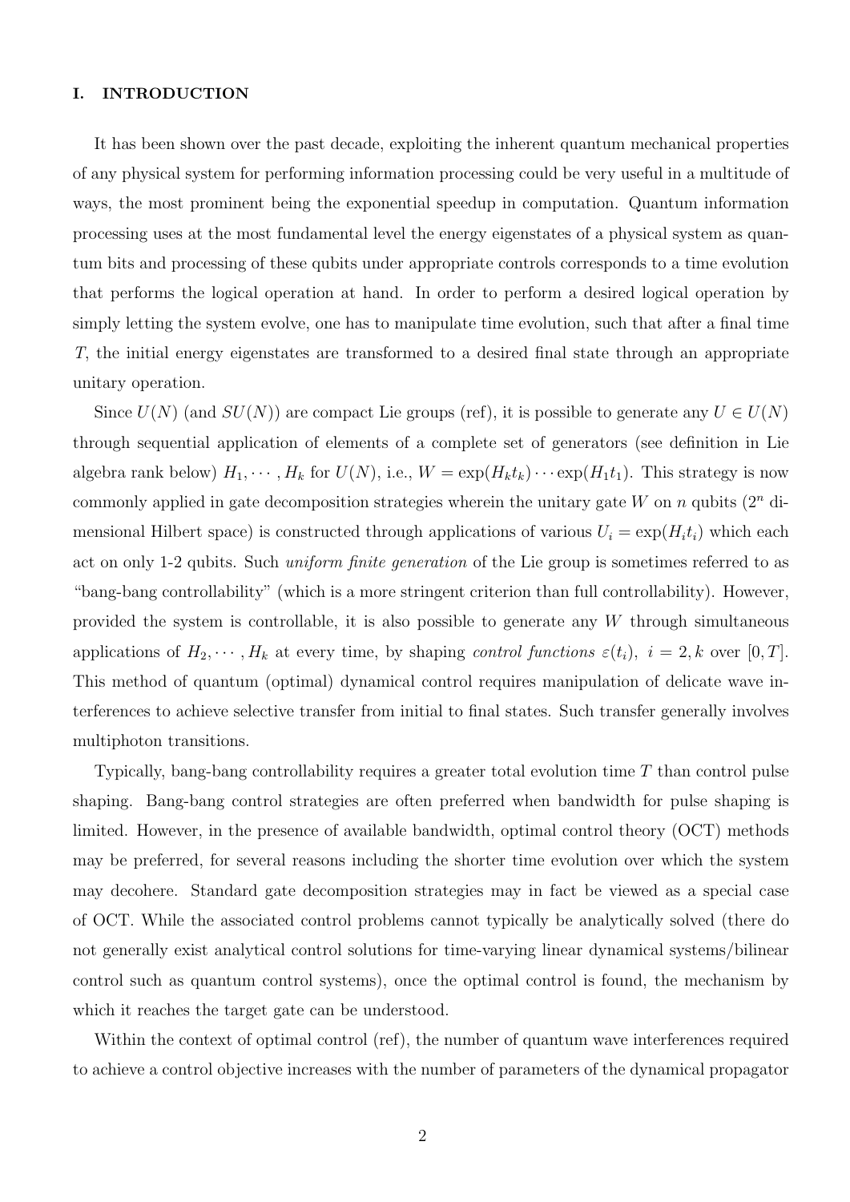## I. INTRODUCTION

It has been shown over the past decade, exploiting the inherent quantum mechanical properties of any physical system for performing information processing could be very useful in a multitude of ways, the most prominent being the exponential speedup in computation. Quantum information processing uses at the most fundamental level the energy eigenstates of a physical system as quantum bits and processing of these qubits under appropriate controls corresponds to a time evolution that performs the logical operation at hand. In order to perform a desired logical operation by simply letting the system evolve, one has to manipulate time evolution, such that after a final time $T$, the initial energy eigenstates are transformed to a desired final state through an appropriate unitary operation.

Since $U(N)$ (and $SU(N)$) are compact Lie groups (ref), it is possible to generate any $U \in U(N)$ through sequential application of elements of a complete set of generators (see definition in Lie algebra rank below) $H_1, \cdots, H_k$ for $U(N)$, i.e., $W = \exp(H_k t_k) \cdots \exp(H_1 t_1)$. This strategy is now commonly applied in gate decomposition strategies wherein the unitary gate $W$ on $n$ qubits ($2^n$ dimensional Hilbert space) is constructed through applications of various $U_i = \exp(H_i t_i)$ which each act on only 1-2 qubits. Such *uniform finite generation* of the Lie group is sometimes referred to as "bang-bang controllability" (which is a more stringent criterion than full controllability). However, provided the system is controllable, it is also possible to generate any $W$ through simultaneous applications of $H_2, \cdots, H_k$ at every time, by shaping *control functions* $\varepsilon(t_i),\ i = 2, k$ over $[0, T]$. This method of quantum (optimal) dynamical control requires manipulation of delicate wave interferences to achieve selective transfer from initial to final states. Such transfer generally involves multiphoton transitions.

Typically, bang-bang controllability requires a greater total evolution time $T$ than control pulse shaping. Bang-bang control strategies are often preferred when bandwidth for pulse shaping is limited. However, in the presence of available bandwidth, optimal control theory (OCT) methods may be preferred, for several reasons including the shorter time evolution over which the system may decohere. Standard gate decomposition strategies may in fact be viewed as a special case of OCT. While the associated control problems cannot typically be analytically solved (there do not generally exist analytical control solutions for time-varying linear dynamical systems/bilinear control such as quantum control systems), once the optimal control is found, the mechanism by which it reaches the target gate can be understood.

Within the context of optimal control (ref), the number of quantum wave interferences required to achieve a control objective increases with the number of parameters of the dynamical propagator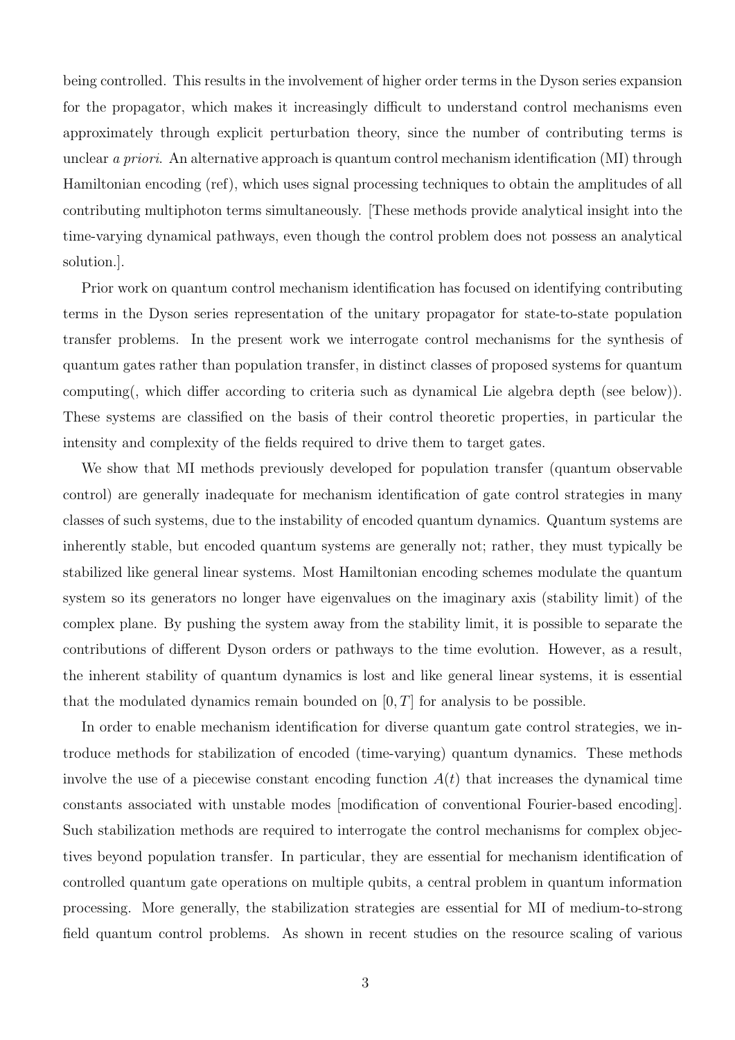being controlled. This results in the involvement of higher order terms in the Dyson series expansion for the propagator, which makes it increasingly difficult to understand control mechanisms even approximately through explicit perturbation theory, since the number of contributing terms is unclear *a priori*. An alternative approach is quantum control mechanism identification (MI) through Hamiltonian encoding (ref), which uses signal processing techniques to obtain the amplitudes of all contributing multiphoton terms simultaneously. [These methods provide analytical insight into the time-varying dynamical pathways, even though the control problem does not possess an analytical solution.].

Prior work on quantum control mechanism identification has focused on identifying contributing terms in the Dyson series representation of the unitary propagator for state-to-state population transfer problems. In the present work we interrogate control mechanisms for the synthesis of quantum gates rather than population transfer, in distinct classes of proposed systems for quantum computing(, which differ according to criteria such as dynamical Lie algebra depth (see below)). These systems are classified on the basis of their control theoretic properties, in particular the intensity and complexity of the fields required to drive them to target gates.

We show that MI methods previously developed for population transfer (quantum observable control) are generally inadequate for mechanism identification of gate control strategies in many classes of such systems, due to the instability of encoded quantum dynamics. Quantum systems are inherently stable, but encoded quantum systems are generally not; rather, they must typically be stabilized like general linear systems. Most Hamiltonian encoding schemes modulate the quantum system so its generators no longer have eigenvalues on the imaginary axis (stability limit) of the complex plane. By pushing the system away from the stability limit, it is possible to separate the contributions of different Dyson orders or pathways to the time evolution. However, as a result, the inherent stability of quantum dynamics is lost and like general linear systems, it is essential that the modulated dynamics remain bounded on $[0, T]$ for analysis to be possible.

In order to enable mechanism identification for diverse quantum gate control strategies, we introduce methods for stabilization of encoded (time-varying) quantum dynamics. These methods involve the use of a piecewise constant encoding function $A(t)$ that increases the dynamical time constants associated with unstable modes [modification of conventional Fourier-based encoding]. Such stabilization methods are required to interrogate the control mechanisms for complex objectives beyond population transfer. In particular, they are essential for mechanism identification of controlled quantum gate operations on multiple qubits, a central problem in quantum information processing. More generally, the stabilization strategies are essential for MI of medium-to-strong field quantum control problems. As shown in recent studies on the resource scaling of various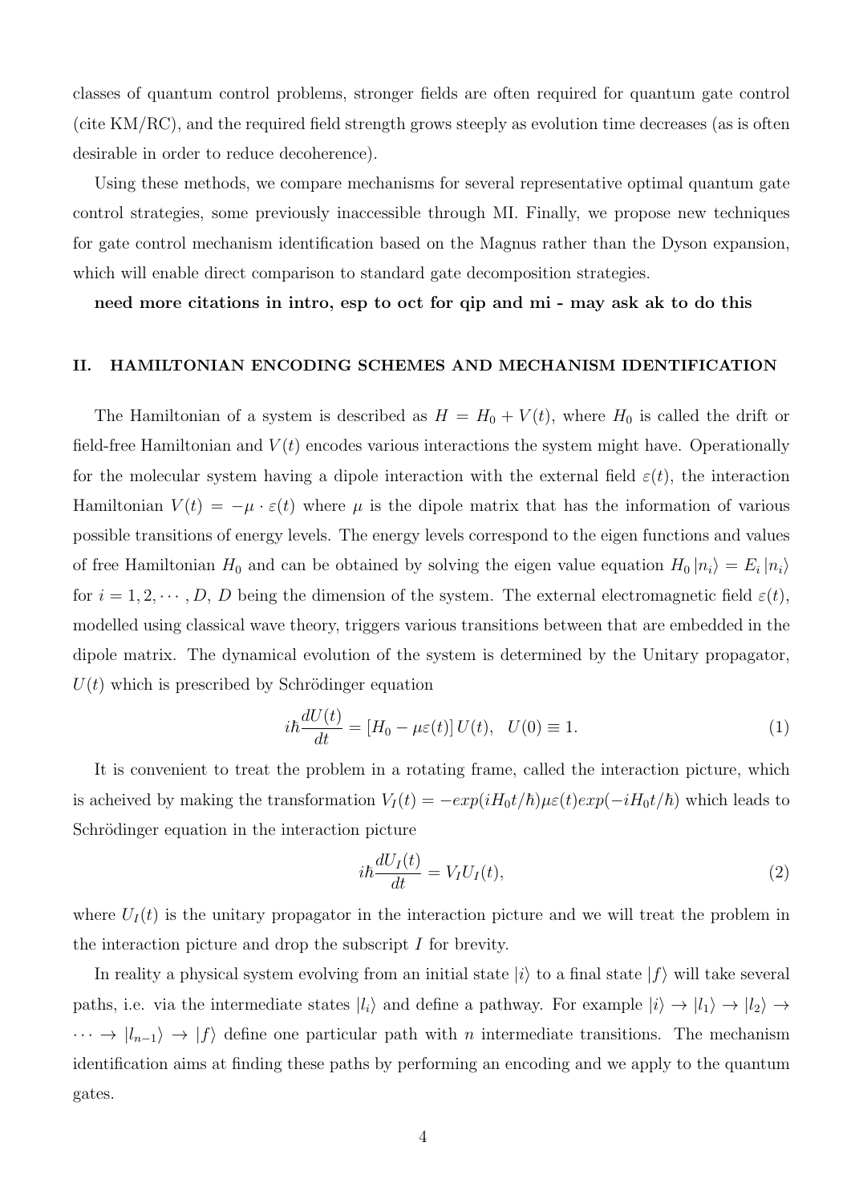classes of quantum control problems, stronger fields are often required for quantum gate control (cite KM/RC), and the required field strength grows steeply as evolution time decreases (as is often desirable in order to reduce decoherence).

Using these methods, we compare mechanisms for several representative optimal quantum gate control strategies, some previously inaccessible through MI. Finally, we propose new techniques for gate control mechanism identification based on the Magnus rather than the Dyson expansion, which will enable direct comparison to standard gate decomposition strategies.

**need more citations in intro, esp to oct for qip and mi - may ask ak to do this**

## II. HAMILTONIAN ENCODING SCHEMES AND MECHANISM IDENTIFICATION

The Hamiltonian of a system is described as $H = H_0 + V(t)$, where $H_0$ is called the drift or field-free Hamiltonian and $V(t)$ encodes various interactions the system might have. Operationally for the molecular system having a dipole interaction with the external field $\varepsilon(t)$, the interaction Hamiltonian $V(t) = -\mu \cdot \varepsilon(t)$ where $\mu$ is the dipole matrix that has the information of various possible transitions of energy levels. The energy levels correspond to the eigen functions and values of free Hamiltonian $H_0$ and can be obtained by solving the eigen value equation $H_0 |n_i\rangle = E_i |n_i\rangle$ for $i = 1, 2, \cdots, D$, $D$ being the dimension of the system. The external electromagnetic field $\varepsilon(t)$, modelled using classical wave theory, triggers various transitions between that are embedded in the dipole matrix. The dynamical evolution of the system is determined by the Unitary propagator, $U(t)$ which is prescribed by Schrödinger equation

$$i\hbar \frac{dU(t)}{dt} = \left[H_0 - \mu\varepsilon(t)\right] U(t), \quad U(0) \equiv 1. \tag{1}$$

It is convenient to treat the problem in a rotating frame, called the interaction picture, which is acheived by making the transformation $V_I(t) = -exp(iH_0t/\hbar)\mu\varepsilon(t)exp(-iH_0t/\hbar)$ which leads to Schrödinger equation in the interaction picture

$$i\hbar \frac{dU_I(t)}{dt} = V_I U_I(t), \tag{2}$$

where $U_I(t)$ is the unitary propagator in the interaction picture and we will treat the problem in the interaction picture and drop the subscript $I$ for brevity.

In reality a physical system evolving from an initial state $|i\rangle$ to a final state $|f\rangle$ will take several paths, i.e. via the intermediate states $|l_i\rangle$ and define a pathway. For example $|i\rangle \to |l_1\rangle \to |l_2\rangle \to \cdots \to |l_{n-1}\rangle \to |f\rangle$ define one particular path with $n$ intermediate transitions. The mechanism identification aims at finding these paths by performing an encoding and we apply to the quantum gates.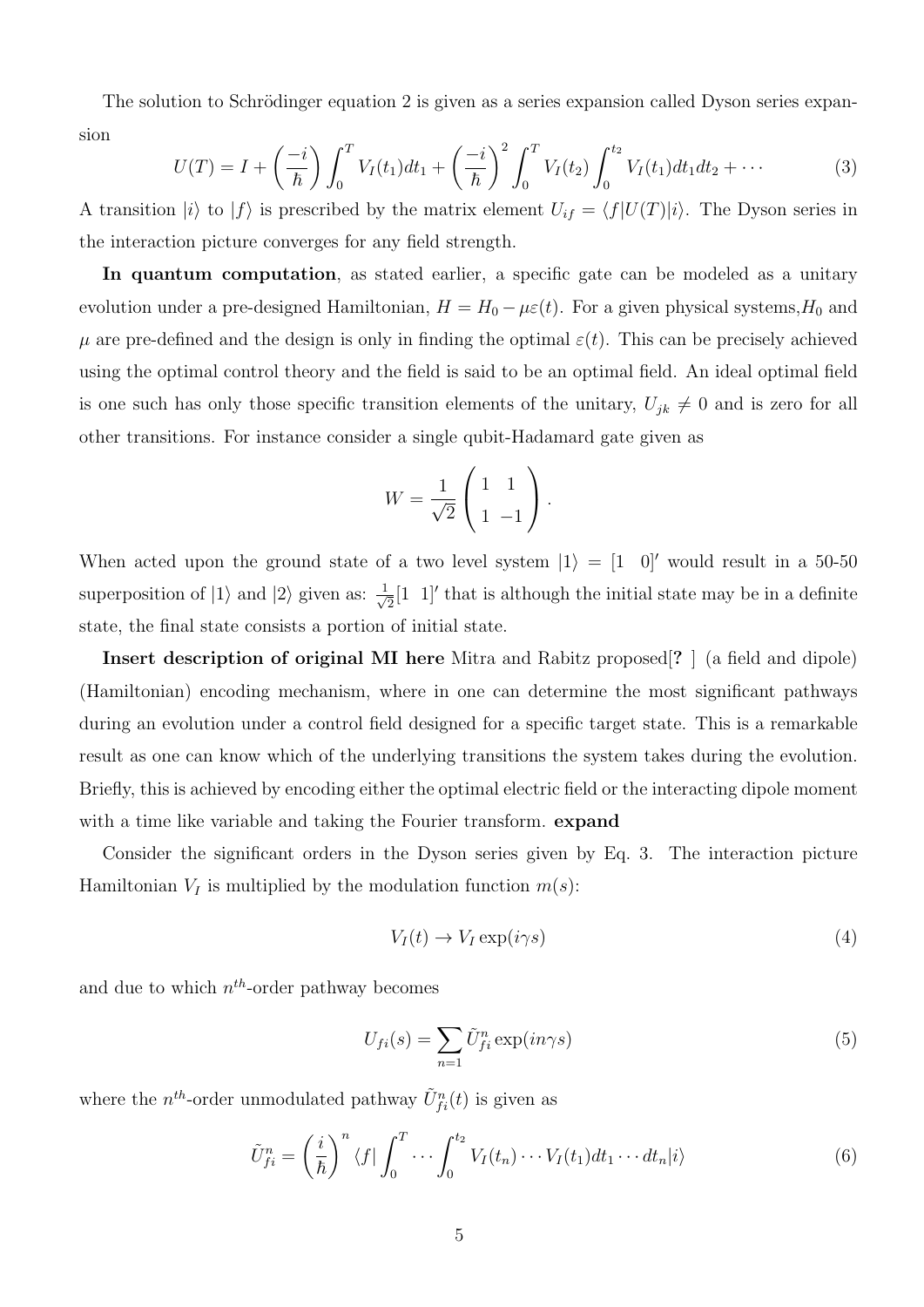The solution to Schrödinger equation 2 is given as a series expansion called Dyson series expansion

$$U(T) = I + \left(\frac{-i}{\hbar}\right) \int_0^T V_I(t_1) dt_1 + \left(\frac{-i}{\hbar}\right)^2 \int_0^T V_I(t_2) \int_0^{t_2} V_I(t_1) dt_1 dt_2 + \cdots \tag{3}$$

A transition $|i\rangle$ to $|f\rangle$ is prescribed by the matrix element $U_{if} = \langle f|U(T)|i\rangle$. The Dyson series in the interaction picture converges for any field strength.

**In quantum computation**, as stated earlier, a specific gate can be modeled as a unitary evolution under a pre-designed Hamiltonian, $H = H_0 - \mu\varepsilon(t)$. For a given physical systems,$H_0$ and $\mu$ are pre-defined and the design is only in finding the optimal $\varepsilon(t)$. This can be precisely achieved using the optimal control theory and the field is said to be an optimal field. An ideal optimal field is one such has only those specific transition elements of the unitary, $U_{jk} \neq 0$ and is zero for all other transitions. For instance consider a single qubit-Hadamard gate given as

$$W = \frac{1}{\sqrt{2}} \begin{pmatrix} 1 & 1 \\ 1 & -1 \end{pmatrix}.$$

When acted upon the ground state of a two level system $|1\rangle = [1 \;\; 0]'$ would result in a 50-50 superposition of $|1\rangle$ and $|2\rangle$ given as: $\frac{1}{\sqrt{2}}[1 \;\; 1]'$ that is although the initial state may be in a definite state, the final state consists a portion of initial state.

**Insert description of original MI here** Mitra and Rabitz proposed[**?** ] (a field and dipole) (Hamiltonian) encoding mechanism, where in one can determine the most significant pathways during an evolution under a control field designed for a specific target state. This is a remarkable result as one can know which of the underlying transitions the system takes during the evolution. Briefly, this is achieved by encoding either the optimal electric field or the interacting dipole moment with a time like variable and taking the Fourier transform. **expand**

Consider the significant orders in the Dyson series given by Eq. 3. The interaction picture Hamiltonian $V_I$ is multiplied by the modulation function $m(s)$:

$$V_I(t) \rightarrow V_I \exp(i\gamma s) \tag{4}$$

and due to which $n^{th}$-order pathway becomes

$$U_{fi}(s) = \sum_{n=1} \tilde{U}^n_{fi} \exp(in\gamma s) \tag{5}$$

where the $n^{th}$-order unmodulated pathway $\tilde{U}^n_{fi}(t)$ is given as

$$\tilde{U}^n_{fi} = \left(\frac{i}{\hbar}\right)^n \langle f| \int_0^T \cdots \int_0^{t_2} V_I(t_n) \cdots V_I(t_1) dt_1 \cdots dt_n |i\rangle \tag{6}$$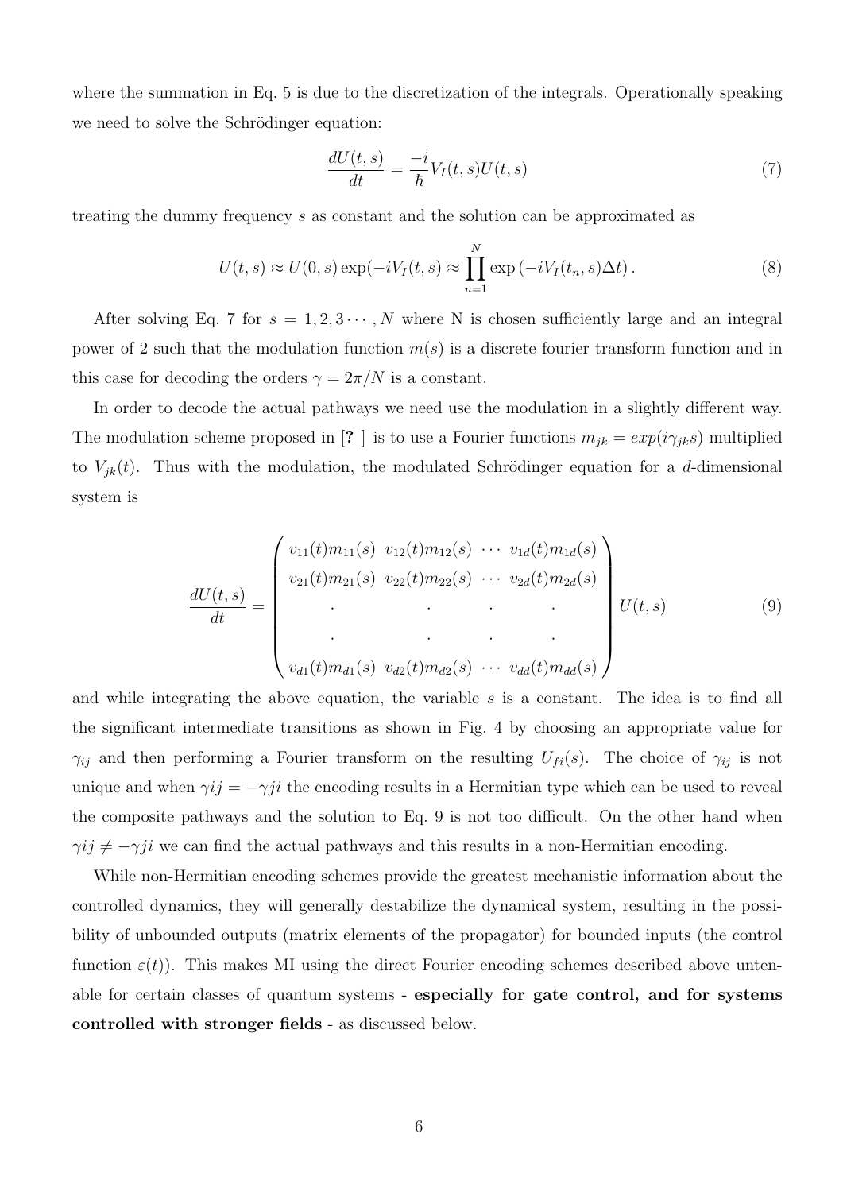where the summation in Eq. 5 is due to the discretization of the integrals. Operationally speaking we need to solve the Schrödinger equation:

$$\frac{dU(t,s)}{dt} = \frac{-i}{\hbar} V_I(t,s) U(t,s) \tag{7}$$

treating the dummy frequency $s$ as constant and the solution can be approximated as

$$U(t,s) \approx U(0,s) \exp(-iV_I(t,s) \approx \prod_{n=1}^{N} \exp\left(-iV_I(t_n,s)\Delta t\right). \tag{8}$$

After solving Eq. 7 for $s = 1, 2, 3 \cdots, N$ where N is chosen sufficiently large and an integral power of 2 such that the modulation function $m(s)$ is a discrete fourier transform function and in this case for decoding the orders $\gamma = 2\pi/N$ is a constant.

In order to decode the actual pathways we need use the modulation in a slightly different way. The modulation scheme proposed in [? ] is to use a Fourier functions $m_{jk} = exp(i\gamma_{jk}s)$ multiplied to $V_{jk}(t)$. Thus with the modulation, the modulated Schrödinger equation for a $d$-dimensional system is

$$\frac{dU(t,s)}{dt} = \begin{pmatrix} v_{11}(t)m_{11}(s) & v_{12}(t)m_{12}(s) & \cdots & v_{1d}(t)m_{1d}(s) \\ v_{21}(t)m_{21}(s) & v_{22}(t)m_{22}(s) & \cdots & v_{2d}(t)m_{2d}(s) \\ . & . & . & . \\ . & . & . & . \\ v_{d1}(t)m_{d1}(s) & v_{d2}(t)m_{d2}(s) & \cdots & v_{dd}(t)m_{dd}(s) \end{pmatrix} U(t,s) \tag{9}$$

and while integrating the above equation, the variable $s$ is a constant. The idea is to find all the significant intermediate transitions as shown in Fig. 4 by choosing an appropriate value for $\gamma_{ij}$ and then performing a Fourier transform on the resulting $U_{fi}(s)$. The choice of $\gamma_{ij}$ is not unique and when $\gamma ij = -\gamma ji$ the encoding results in a Hermitian type which can be used to reveal the composite pathways and the solution to Eq. 9 is not too difficult. On the other hand when $\gamma ij \neq -\gamma ji$ we can find the actual pathways and this results in a non-Hermitian encoding.

While non-Hermitian encoding schemes provide the greatest mechanistic information about the controlled dynamics, they will generally destabilize the dynamical system, resulting in the possibility of unbounded outputs (matrix elements of the propagator) for bounded inputs (the control function $\varepsilon(t)$). This makes MI using the direct Fourier encoding schemes described above untenable for certain classes of quantum systems - **especially for gate control, and for systems controlled with stronger fields** - as discussed below.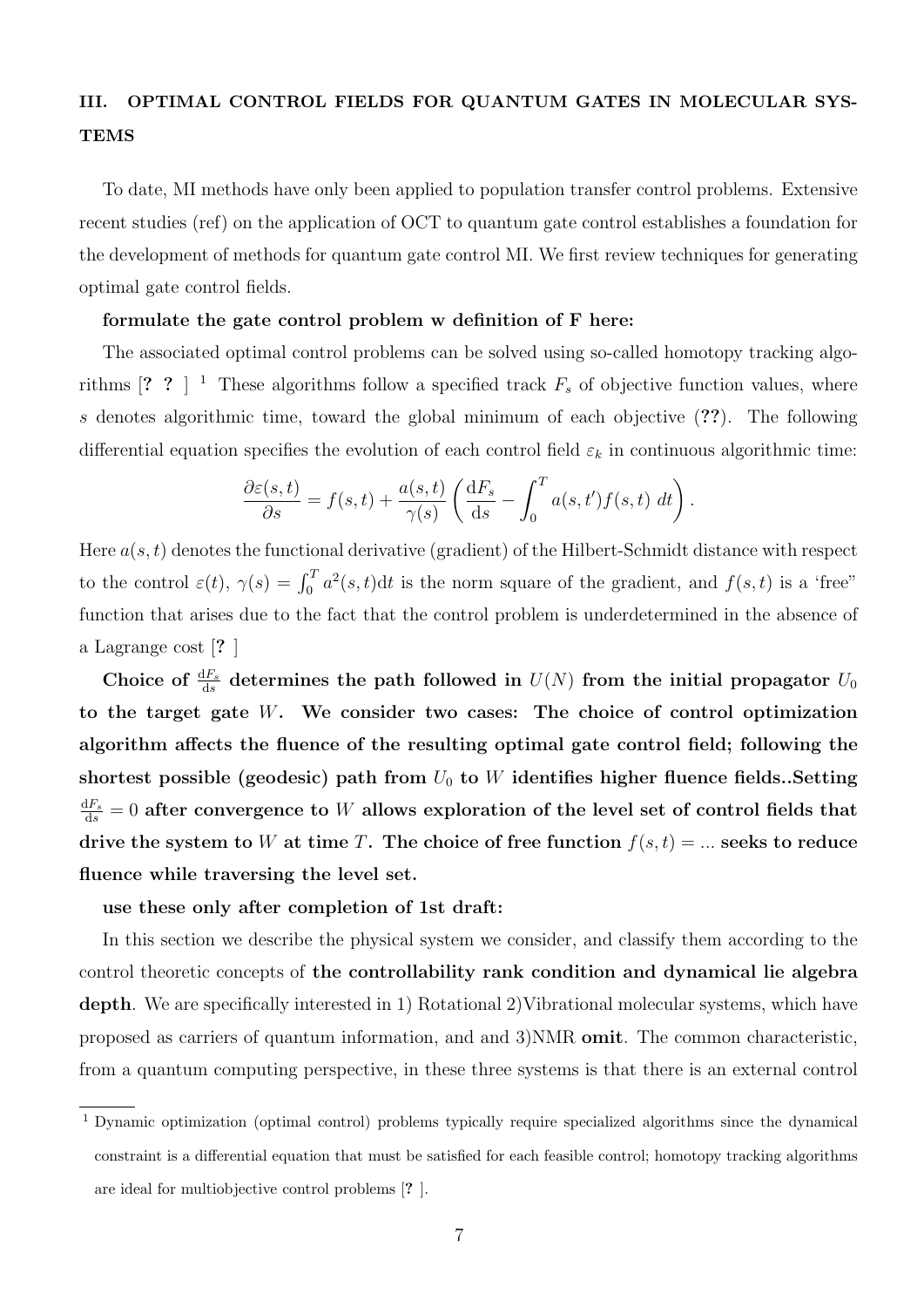## III. OPTIMAL CONTROL FIELDS FOR QUANTUM GATES IN MOLECULAR SYSTEMS

To date, MI methods have only been applied to population transfer control problems. Extensive recent studies (ref) on the application of OCT to quantum gate control establishes a foundation for the development of methods for quantum gate control MI. We first review techniques for generating optimal gate control fields.

**formulate the gate control problem w definition of F here:**

The associated optimal control problems can be solved using so-called homotopy tracking algorithms [? ? ] [1] These algorithms follow a specified track $F_s$ of objective function values, where $s$ denotes algorithmic time, toward the global minimum of each objective (??). The following differential equation specifies the evolution of each control field $\varepsilon_k$ in continuous algorithmic time:

$$\frac{\partial \varepsilon(s,t)}{\partial s} = f(s,t) + \frac{a(s,t)}{\gamma(s)} \left( \frac{\mathrm{d}F_s}{\mathrm{d}s} - \int_0^T a(s,t') f(s,t) \; dt \right).$$

Here $a(s,t)$ denotes the functional derivative (gradient) of the Hilbert-Schmidt distance with respect to the control $\varepsilon(t)$, $\gamma(s) = \int_0^T a^2(s,t)\mathrm{d}t$ is the norm square of the gradient, and $f(s,t)$ is a 'free" function that arises due to the fact that the control problem is underdetermined in the absence of a Lagrange cost [? ]

**Choice of $\frac{\mathrm{d}F_s}{\mathrm{d}s}$ determines the path followed in $U(N)$ from the initial propagator $U_0$ to the target gate $W$. We consider two cases: The choice of control optimization algorithm affects the fluence of the resulting optimal gate control field; following the shortest possible (geodesic) path from $U_0$ to $W$ identifies higher fluence fields..Setting $\frac{\mathrm{d}F_s}{\mathrm{d}s} = 0$ after convergence to $W$ allows exploration of the level set of control fields that drive the system to $W$ at time $T$. The choice of free function $f(s,t) = ...$ seeks to reduce fluence while traversing the level set.**

**use these only after completion of 1st draft:**

In this section we describe the physical system we consider, and classify them according to the control theoretic concepts of **the controllability rank condition and dynamical lie algebra depth**. We are specifically interested in 1) Rotational 2)Vibrational molecular systems, which have proposed as carriers of quantum information, and and 3)NMR **omit**. The common characteristic, from a quantum computing perspective, in these three systems is that there is an external control

---

[1] Dynamic optimization (optimal control) problems typically require specialized algorithms since the dynamical constraint is a differential equation that must be satisfied for each feasible control; homotopy tracking algorithms are ideal for multiobjective control problems [? ].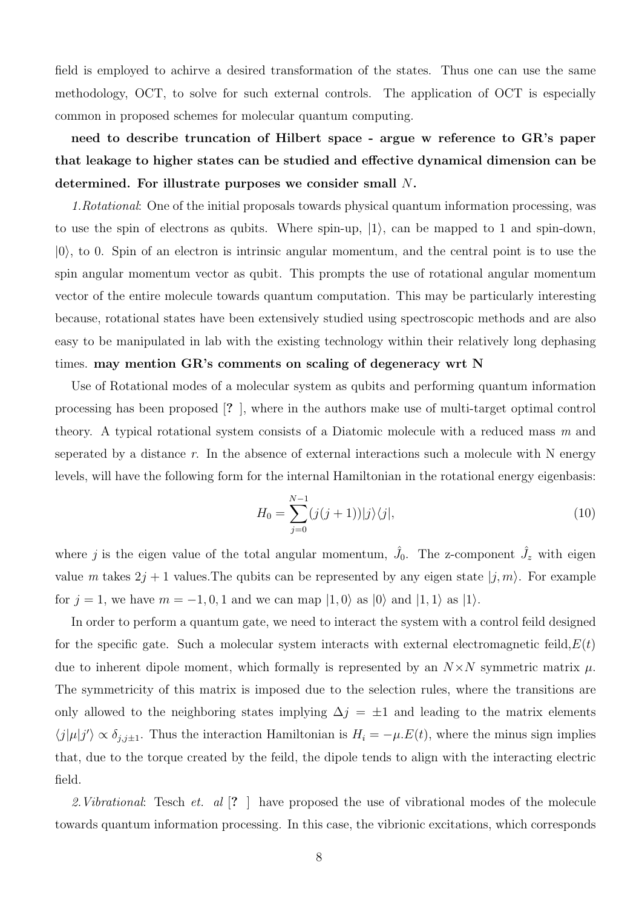field is employed to achirve a desired transformation of the states. Thus one can use the same methodology, OCT, to solve for such external controls. The application of OCT is especially common in proposed schemes for molecular quantum computing.

**need to describe truncation of Hilbert space - argue w reference to GR's paper that leakage to higher states can be studied and effective dynamical dimension can be determined. For illustrate purposes we consider small $N$.**

*1.Rotational*: One of the initial proposals towards physical quantum information processing, was to use the spin of electrons as qubits. Where spin-up, $|1\rangle$, can be mapped to 1 and spin-down, $|0\rangle$, to 0. Spin of an electron is intrinsic angular momentum, and the central point is to use the spin angular momentum vector as qubit. This prompts the use of rotational angular momentum vector of the entire molecule towards quantum computation. This may be particularly interesting because, rotational states have been extensively studied using spectroscopic methods and are also easy to be manipulated in lab with the existing technology within their relatively long dephasing times. **may mention GR's comments on scaling of degeneracy wrt N**

Use of Rotational modes of a molecular system as qubits and performing quantum information processing has been proposed [**?** ], where in the authors make use of multi-target optimal control theory. A typical rotational system consists of a Diatomic molecule with a reduced mass $m$ and seperated by a distance $r$. In the absence of external interactions such a molecule with N energy levels, will have the following form for the internal Hamiltonian in the rotational energy eigenbasis:

$$H_0 = \sum_{j=0}^{N-1} (j(j+1))|j\rangle\langle j|, \tag{10}$$

where $j$ is the eigen value of the total angular momentum, $\hat{J}_0$. The z-component $\hat{J}_z$ with eigen value $m$ takes $2j+1$ values.The qubits can be represented by any eigen state $|j, m\rangle$. For example for $j = 1$, we have $m = -1, 0, 1$ and we can map $|1, 0\rangle$ as $|0\rangle$ and $|1, 1\rangle$ as $|1\rangle$.

In order to perform a quantum gate, we need to interact the system with a control feild designed for the specific gate. Such a molecular system interacts with external electromagnetic feild,$E(t)$ due to inherent dipole moment, which formally is represented by an $N\times N$ symmetric matrix $\mu$. The symmetricity of this matrix is imposed due to the selection rules, where the transitions are only allowed to the neighboring states implying $\Delta j = \pm 1$ and leading to the matrix elements $\langle j|\mu|j'\rangle \propto \delta_{j,j\pm 1}$. Thus the interaction Hamiltonian is $H_i = -\mu.E(t)$, where the minus sign implies that, due to the torque created by the feild, the dipole tends to align with the interacting electric field.

*2.Vibrational*: Tesch *et. al* [**?** ] have proposed the use of vibrational modes of the molecule towards quantum information processing. In this case, the vibrionic excitations, which corresponds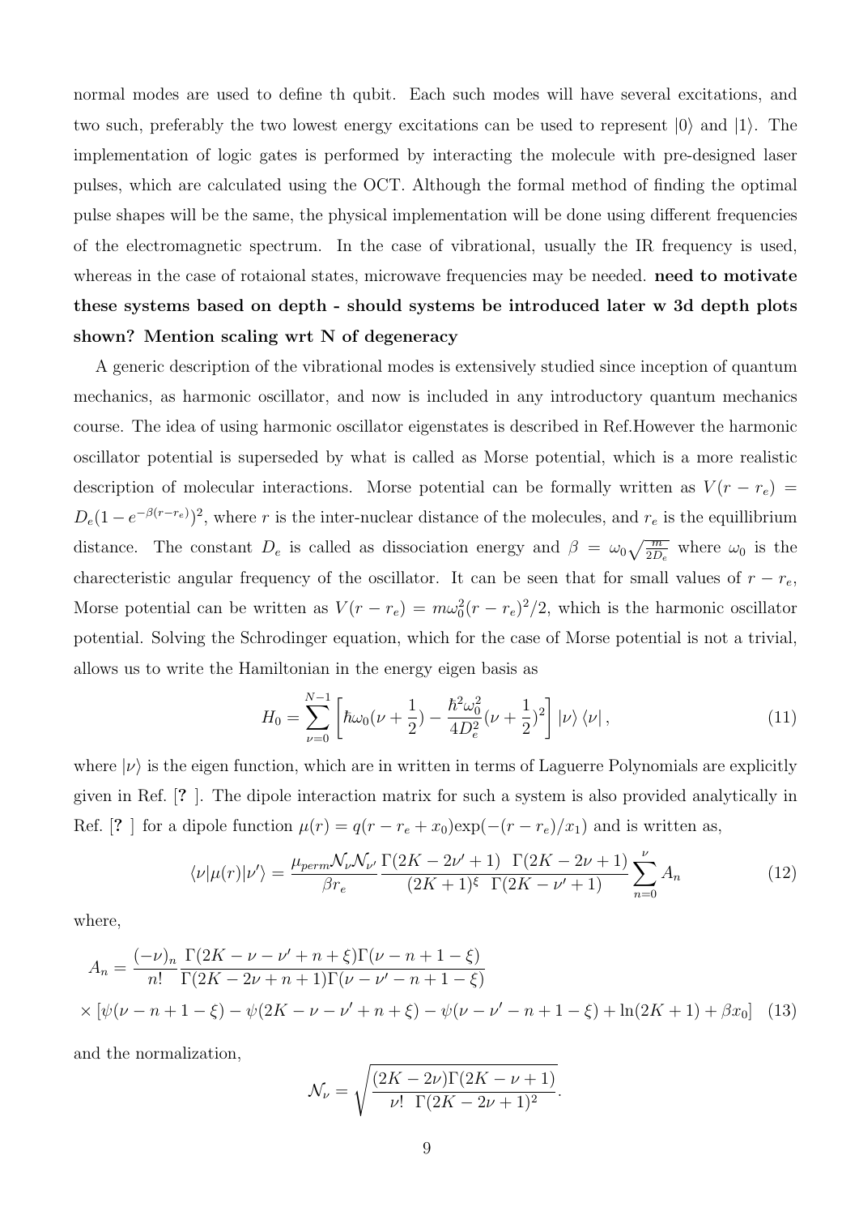normal modes are used to define th qubit. Each such modes will have several excitations, and two such, preferably the two lowest energy excitations can be used to represent $|0\rangle$ and $|1\rangle$. The implementation of logic gates is performed by interacting the molecule with pre-designed laser pulses, which are calculated using the OCT. Although the formal method of finding the optimal pulse shapes will be the same, the physical implementation will be done using different frequencies of the electromagnetic spectrum. In the case of vibrational, usually the IR frequency is used, whereas in the case of rotaional states, microwave frequencies may be needed. **need to motivate these systems based on depth - should systems be introduced later w 3d depth plots shown? Mention scaling wrt N of degeneracy**

A generic description of the vibrational modes is extensively studied since inception of quantum mechanics, as harmonic oscillator, and now is included in any introductory quantum mechanics course. The idea of using harmonic oscillator eigenstates is described in Ref.However the harmonic oscillator potential is superseded by what is called as Morse potential, which is a more realistic description of molecular interactions. Morse potential can be formally written as $V(r-r_e) = D_e(1-e^{-\beta(r-r_e)})^2$, where $r$ is the inter-nuclear distance of the molecules, and $r_e$ is the equillibrium distance. The constant $D_e$ is called as dissociation energy and $\beta = \omega_0\sqrt{\frac{m}{2D_e}}$ where $\omega_0$ is the charecteristic angular frequency of the oscillator. It can be seen that for small values of $r-r_e$, Morse potential can be written as $V(r-r_e) = m\omega_0^2(r-r_e)^2/2$, which is the harmonic oscillator potential. Solving the Schrodinger equation, which for the case of Morse potential is not a trivial, allows us to write the Hamiltonian in the energy eigen basis as

$$H_0 = \sum_{\nu=0}^{N-1}\left[\hbar\omega_0(\nu+\frac{1}{2}) - \frac{\hbar^2\omega_0^2}{4D_e^2}(\nu+\frac{1}{2})^2\right]|\nu\rangle\langle\nu|, \tag{11}$$

where $|\nu\rangle$ is the eigen function, which are in written in terms of Laguerre Polynomials are explicitly given in Ref. [? ]. The dipole interaction matrix for such a system is also provided analytically in Ref. [? ] for a dipole function $\mu(r) = q(r-r_e+x_0)\exp(-(r-r_e)/x_1)$ and is written as,

$$\langle\nu|\mu(r)|\nu'\rangle = \frac{\mu_{perm}\mathcal{N}_\nu\mathcal{N}_{\nu'}}{\beta r_e}\frac{\Gamma(2K-2\nu'+1)}{(2K+1)^\xi}\frac{\Gamma(2K-2\nu+1)}{\Gamma(2K-\nu'+1)}\sum_{n=0}^{\nu}A_n \tag{12}$$

where,

$$A_n = \frac{(-\nu)_n}{n!}\frac{\Gamma(2K-\nu-\nu'+n+\xi)\Gamma(\nu-n+1-\xi)}{\Gamma(2K-2\nu+n+1)\Gamma(\nu-\nu'-n+1-\xi)}$$
$$\times\left[\psi(\nu-n+1-\xi) - \psi(2K-\nu-\nu'+n+\xi) - \psi(\nu-\nu'-n+1-\xi) + \ln(2K+1) + \beta x_0\right] \tag{13}$$

and the normalization,

$$\mathcal{N}_\nu = \sqrt{\frac{(2K-2\nu)\Gamma(2K-\nu+1)}{\nu!\ \Gamma(2K-2\nu+1)^2}}.$$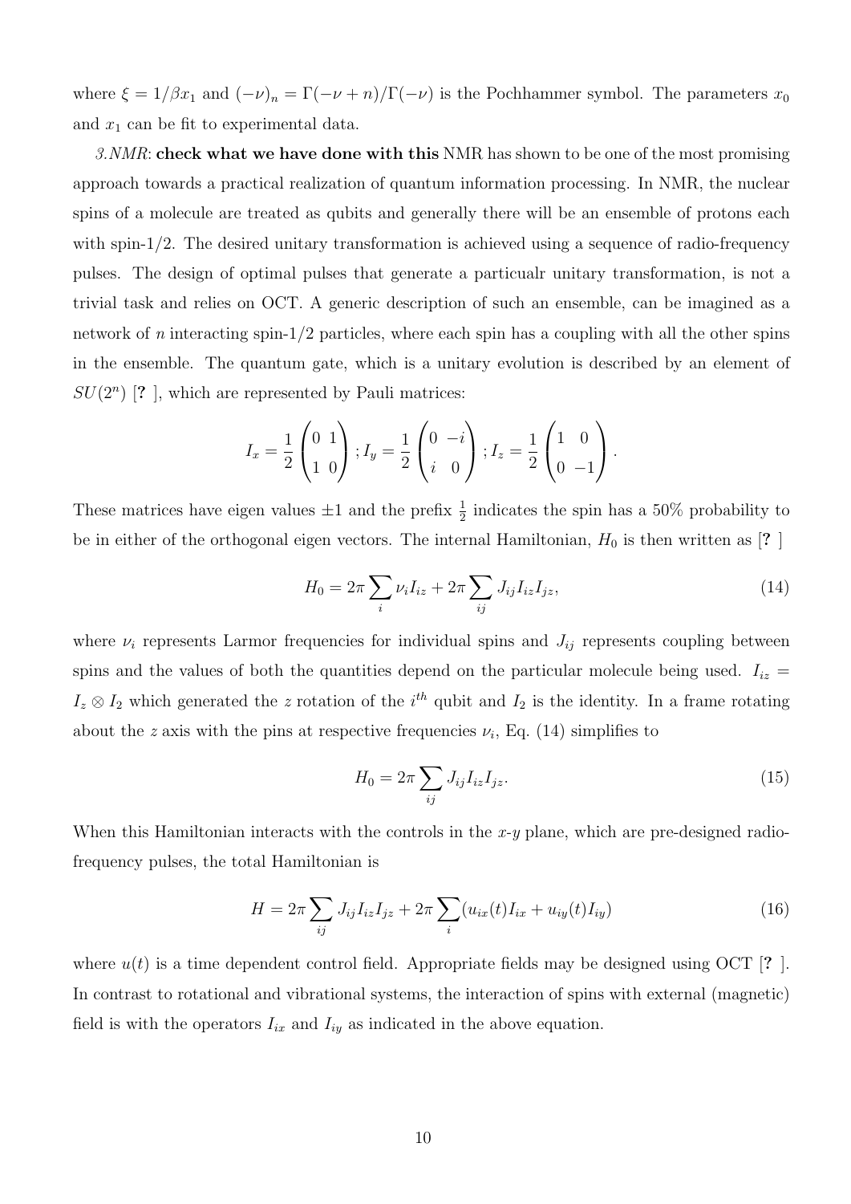where $\xi = 1/\beta x_1$ and $(-\nu)_n = \Gamma(-\nu + n)/\Gamma(-\nu)$ is the Pochhammer symbol. The parameters $x_0$ and $x_1$ can be fit to experimental data.

*3.NMR*: **check what we have done with this** NMR has shown to be one of the most promising approach towards a practical realization of quantum information processing. In NMR, the nuclear spins of a molecule are treated as qubits and generally there will be an ensemble of protons each with spin-1/2. The desired unitary transformation is achieved using a sequence of radio-frequency pulses. The design of optimal pulses that generate a particualr unitary transformation, is not a trivial task and relies on OCT. A generic description of such an ensemble, can be imagined as a network of $n$ interacting spin-1/2 particles, where each spin has a coupling with all the other spins in the ensemble. The quantum gate, which is a unitary evolution is described by an element of $SU(2^n)$ [? ], which are represented by Pauli matrices:

$$I_x = \frac{1}{2}\begin{pmatrix} 0 & 1 \\ 1 & 0 \end{pmatrix}; I_y = \frac{1}{2}\begin{pmatrix} 0 & -i \\ i & 0 \end{pmatrix}; I_z = \frac{1}{2}\begin{pmatrix} 1 & 0 \\ 0 & -1 \end{pmatrix}.$$

These matrices have eigen values $\pm 1$ and the prefix $\frac{1}{2}$ indicates the spin has a 50% probability to be in either of the orthogonal eigen vectors. The internal Hamiltonian, $H_0$ is then written as [? ]

$$H_0 = 2\pi \sum_i \nu_i I_{iz} + 2\pi \sum_{ij} J_{ij} I_{iz} I_{jz}, \tag{14}$$

where $\nu_i$ represents Larmor frequencies for individual spins and $J_{ij}$ represents coupling between spins and the values of both the quantities depend on the particular molecule being used. $I_{iz} = I_z \otimes I_2$ which generated the $z$ rotation of the $i^{th}$ qubit and $I_2$ is the identity. In a frame rotating about the $z$ axis with the pins at respective frequencies $\nu_i$, Eq. (14) simplifies to

$$H_0 = 2\pi \sum_{ij} J_{ij} I_{iz} I_{jz}. \tag{15}$$

When this Hamiltonian interacts with the controls in the $x$-$y$ plane, which are pre-designed radio-frequency pulses, the total Hamiltonian is

$$H = 2\pi \sum_{ij} J_{ij} I_{iz} I_{jz} + 2\pi \sum_i (u_{ix}(t) I_{ix} + u_{iy}(t) I_{iy}) \tag{16}$$

where $u(t)$ is a time dependent control field. Appropriate fields may be designed using OCT [? ]. In contrast to rotational and vibrational systems, the interaction of spins with external (magnetic) field is with the operators $I_{ix}$ and $I_{iy}$ as indicated in the above equation.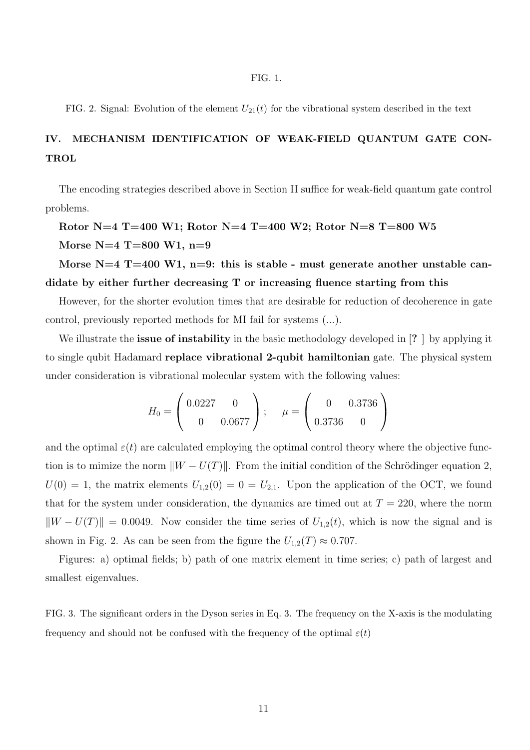FIG. 1.

FIG. 2. Signal: Evolution of the element $U_{21}(t)$ for the vibrational system described in the text

## IV. MECHANISM IDENTIFICATION OF WEAK-FIELD QUANTUM GATE CONTROL

The encoding strategies described above in Section II suffice for weak-field quantum gate control problems.

**Rotor N=4 T=400 W1; Rotor N=4 T=400 W2; Rotor N=8 T=800 W5**

**Morse N=4 T=800 W1, n=9**

**Morse N=4 T=400 W1, n=9: this is stable - must generate another unstable candidate by either further decreasing T or increasing fluence starting from this**

However, for the shorter evolution times that are desirable for reduction of decoherence in gate control, previously reported methods for MI fail for systems (...).

We illustrate the **issue of instability** in the basic methodology developed in [**?** ] by applying it to single qubit Hadamard **replace vibrational 2-qubit hamiltonian** gate. The physical system under consideration is vibrational molecular system with the following values:

$$H_0 = \begin{pmatrix} 0.0227 & 0 \\ 0 & 0.0677 \end{pmatrix}; \quad \mu = \begin{pmatrix} 0 & 0.3736 \\ 0.3736 & 0 \end{pmatrix}$$

and the optimal $\varepsilon(t)$ are calculated employing the optimal control theory where the objective function is to mimize the norm $\|W - U(T)\|$. From the initial condition of the Schrödinger equation 2, $U(0) = 1$, the matrix elements $U_{1,2}(0) = 0 = U_{2,1}$. Upon the application of the OCT, we found that for the system under consideration, the dynamics are timed out at $T = 220$, where the norm $\|W - U(T)\| = 0.0049$. Now consider the time series of $U_{1,2}(t)$, which is now the signal and is shown in Fig. 2. As can be seen from the figure the $U_{1,2}(T) \approx 0.707$.

Figures: a) optimal fields; b) path of one matrix element in time series; c) path of largest and smallest eigenvalues.

FIG. 3. The significant orders in the Dyson series in Eq. 3. The frequency on the X-axis is the modulating frequency and should not be confused with the frequency of the optimal $\varepsilon(t)$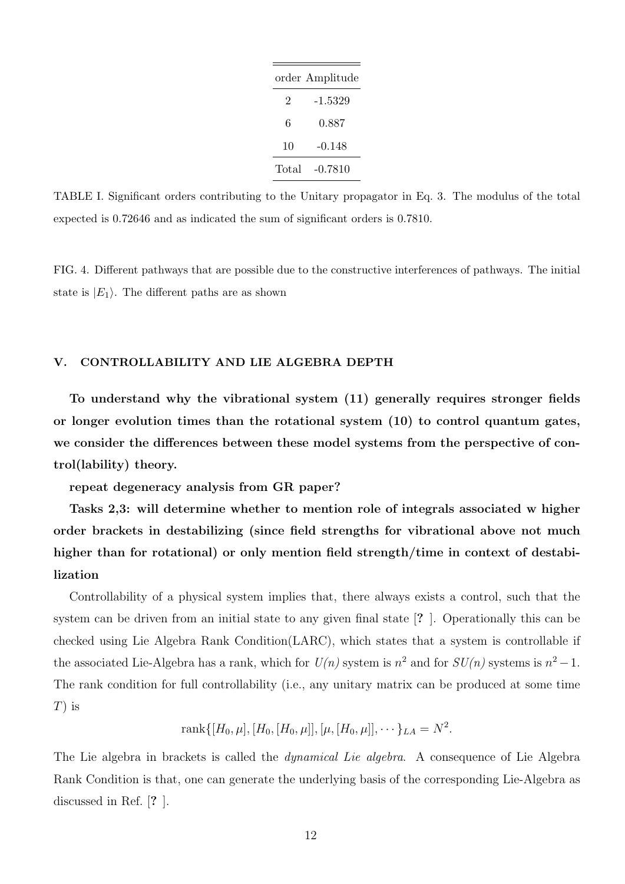| order | Amplitude |
|---|---|
| 2 | -1.5329 |
| 6 | 0.887 |
| 10 | -0.148 |
| Total | -0.7810 |

TABLE I. Significant orders contributing to the Unitary propagator in Eq. 3. The modulus of the total expected is 0.72646 and as indicated the sum of significant orders is 0.7810.

FIG. 4. Different pathways that are possible due to the constructive interferences of pathways. The initial state is $|E_1\rangle$. The different paths are as shown

## V. CONTROLLABILITY AND LIE ALGEBRA DEPTH

**To understand why the vibrational system (11) generally requires stronger fields or longer evolution times than the rotational system (10) to control quantum gates, we consider the differences between these model systems from the perspective of control(lability) theory.**

**repeat degeneracy analysis from GR paper?**

**Tasks 2,3: will determine whether to mention role of integrals associated w higher order brackets in destabilizing (since field strengths for vibrational above not much higher than for rotational) or only mention field strength/time in context of destabilization**

Controllability of a physical system implies that, there always exists a control, such that the system can be driven from an initial state to any given final state [? ]. Operationally this can be checked using Lie Algebra Rank Condition(LARC), which states that a system is controllable if the associated Lie-Algebra has a rank, which for $U(n)$ system is $n^2$ and for $SU(n)$ systems is $n^2-1$. The rank condition for full controllability (i.e., any unitary matrix can be produced at some time $T$) is

$$\text{rank}\{[H_0, \mu], [H_0, [H_0, \mu]], [\mu, [H_0, \mu]], \cdots\}_{LA} = N^2.$$

The Lie algebra in brackets is called the *dynamical Lie algebra*. A consequence of Lie Algebra Rank Condition is that, one can generate the underlying basis of the corresponding Lie-Algebra as discussed in Ref. [? ].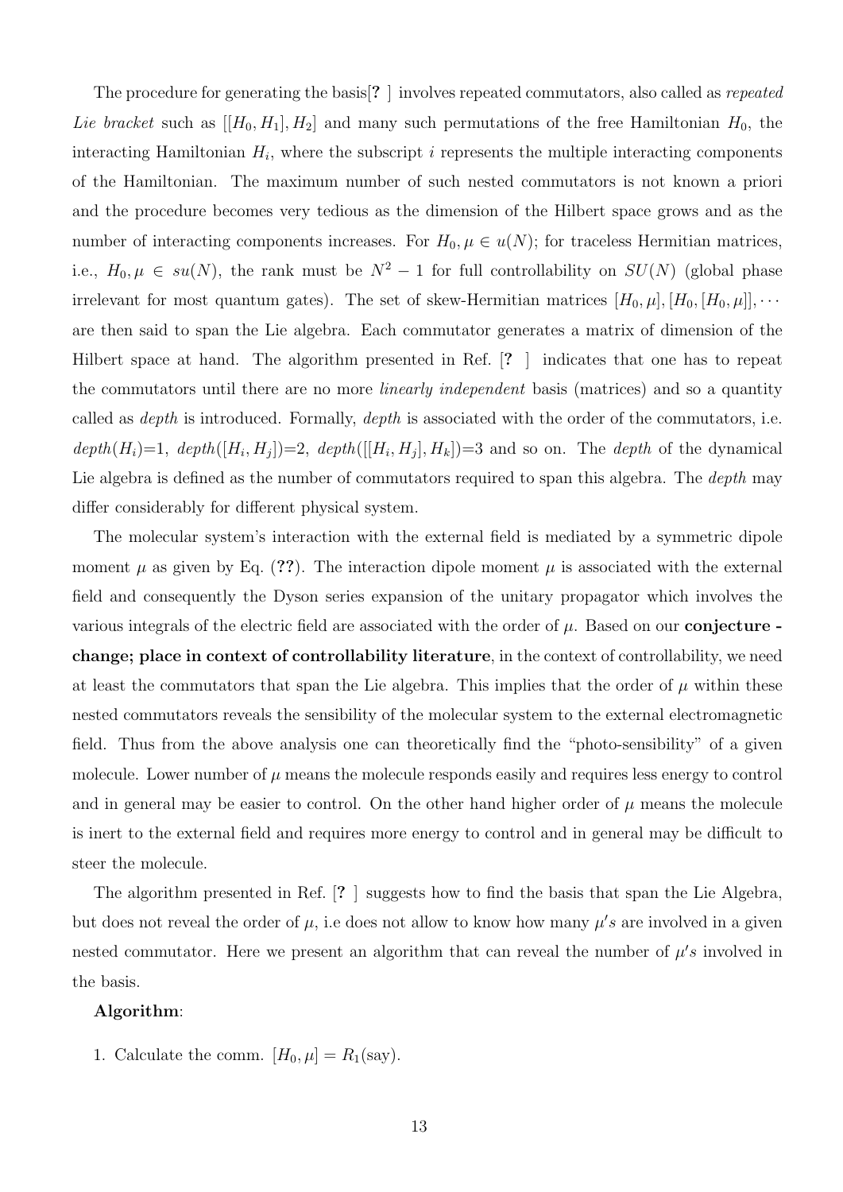The procedure for generating the basis[? ] involves repeated commutators, also called as *repeated Lie bracket* such as $[[H_0, H_1], H_2]$ and many such permutations of the free Hamiltonian $H_0$, the interacting Hamiltonian $H_i$, where the subscript $i$ represents the multiple interacting components of the Hamiltonian. The maximum number of such nested commutators is not known a priori and the procedure becomes very tedious as the dimension of the Hilbert space grows and as the number of interacting components increases. For $H_0, \mu \in u(N)$; for traceless Hermitian matrices, i.e., $H_0, \mu \in su(N)$, the rank must be $N^2 - 1$ for full controllability on $SU(N)$ (global phase irrelevant for most quantum gates). The set of skew-Hermitian matrices $[H_0, \mu], [H_0, [H_0, \mu]], \cdots$ are then said to span the Lie algebra. Each commutator generates a matrix of dimension of the Hilbert space at hand. The algorithm presented in Ref. [? ] indicates that one has to repeat the commutators until there are no more *linearly independent* basis (matrices) and so a quantity called as *depth* is introduced. Formally, *depth* is associated with the order of the commutators, i.e. $depth(H_i)$=1, $depth([H_i, H_j])$=2, $depth([[H_i, H_j], H_k])$=3 and so on. The *depth* of the dynamical Lie algebra is defined as the number of commutators required to span this algebra. The *depth* may differ considerably for different physical system.

The molecular system's interaction with the external field is mediated by a symmetric dipole moment $\mu$ as given by Eq. (??). The interaction dipole moment $\mu$ is associated with the external field and consequently the Dyson series expansion of the unitary propagator which involves the various integrals of the electric field are associated with the order of $\mu$. Based on our **conjecture - change; place in context of controllability literature**, in the context of controllability, we need at least the commutators that span the Lie algebra. This implies that the order of $\mu$ within these nested commutators reveals the sensibility of the molecular system to the external electromagnetic field. Thus from the above analysis one can theoretically find the "photo-sensibility" of a given molecule. Lower number of $\mu$ means the molecule responds easily and requires less energy to control and in general may be easier to control. On the other hand higher order of $\mu$ means the molecule is inert to the external field and requires more energy to control and in general may be difficult to steer the molecule.

The algorithm presented in Ref. [? ] suggests how to find the basis that span the Lie Algebra, but does not reveal the order of $\mu$, i.e does not allow to know how many $\mu's$ are involved in a given nested commutator. Here we present an algorithm that can reveal the number of $\mu's$ involved in the basis.

**Algorithm**:

1. Calculate the comm. $[H_0, \mu] = R_1$(say).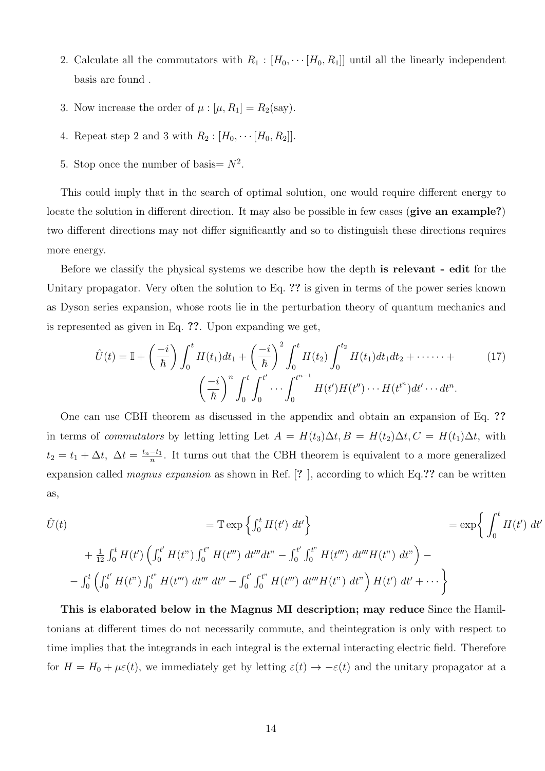2. Calculate all the commutators with $R_1$ : $[H_0, \cdots [H_0, R_1]]$ until all the linearly independent basis are found .

3. Now increase the order of $\mu$ : $[\mu, R_1] = R_2$(say).

4. Repeat step 2 and 3 with $R_2$ : $[H_0, \cdots [H_0, R_2]]$.

5. Stop once the number of basis= $N^2$.

This could imply that in the search of optimal solution, one would require different energy to locate the solution in different direction. It may also be possible in few cases (**give an example?**) two different directions may not differ significantly and so to distinguish these directions requires more energy.

Before we classify the physical systems we describe how the depth **is relevant - edit** for the Unitary propagator. Very often the solution to Eq. **??** is given in terms of the power series known as Dyson series expansion, whose roots lie in the perturbation theory of quantum mechanics and is represented as given in Eq. **??**. Upon expanding we get,

$$\hat{U}(t) = \mathbb{I} + \left(\frac{-i}{\hbar}\right) \int_0^t H(t_1) dt_1 + \left(\frac{-i}{\hbar}\right)^2 \int_0^t H(t_2) \int_0^{t_2} H(t_1) dt_1 dt_2 + \cdots\cdots + \left(\frac{-i}{\hbar}\right)^n \int_0^t \int_0^{t'} \cdots \int_0^{t^{n-1}} H(t') H(t'') \cdots H(t^{t^n}) dt' \cdots dt^n. \tag{17}$$

One can use CBH theorem as discussed in the appendix and obtain an expansion of Eq. **??** in terms of *commutators* by letting letting Let $A = H(t_3)\Delta t, B = H(t_2)\Delta t, C = H(t_1)\Delta t$, with $t_2 = t_1 + \Delta t,\ \Delta t = \frac{t_n - t_1}{n}$. It turns out that the CBH theorem is equivalent to a more generalized expansion called *magnus expansion* as shown in Ref. [**?** ], according to which Eq.**??** can be written as,

$$\hat{U}(t) = \mathbb{T} \exp\left\{ \int_0^t H(t')\ dt' \right\} = \exp\bigg\{ \int_0^t H(t')\ dt' + \tfrac{1}{12} \int_0^t H(t') \left( \int_0^{t'} H(t") \int_0^{t"} H(t''')\ dt''' dt" - \int_0^{t'} \int_0^{t"} H(t''')\ dt''' H(t")\ dt" \right) - - \int_0^t \left( \int_0^{t'} H(t") \int_0^{t"} H(t''')\ dt'''\ dt'' - \int_0^{t'} \int_0^{t"} H(t''')\ dt''' H(t")\ dt" \right) H(t')\ dt' + \cdots \bigg\}$$

**This is elaborated below in the Magnus MI description; may reduce** Since the Hamiltonians at different times do not necessarily commute, and theintegration is only with respect to time implies that the integrands in each integral is the external interacting electric field. Therefore for $H = H_0 + \mu\varepsilon(t)$, we immediately get by letting $\varepsilon(t) \to -\varepsilon(t)$ and the unitary propagator at a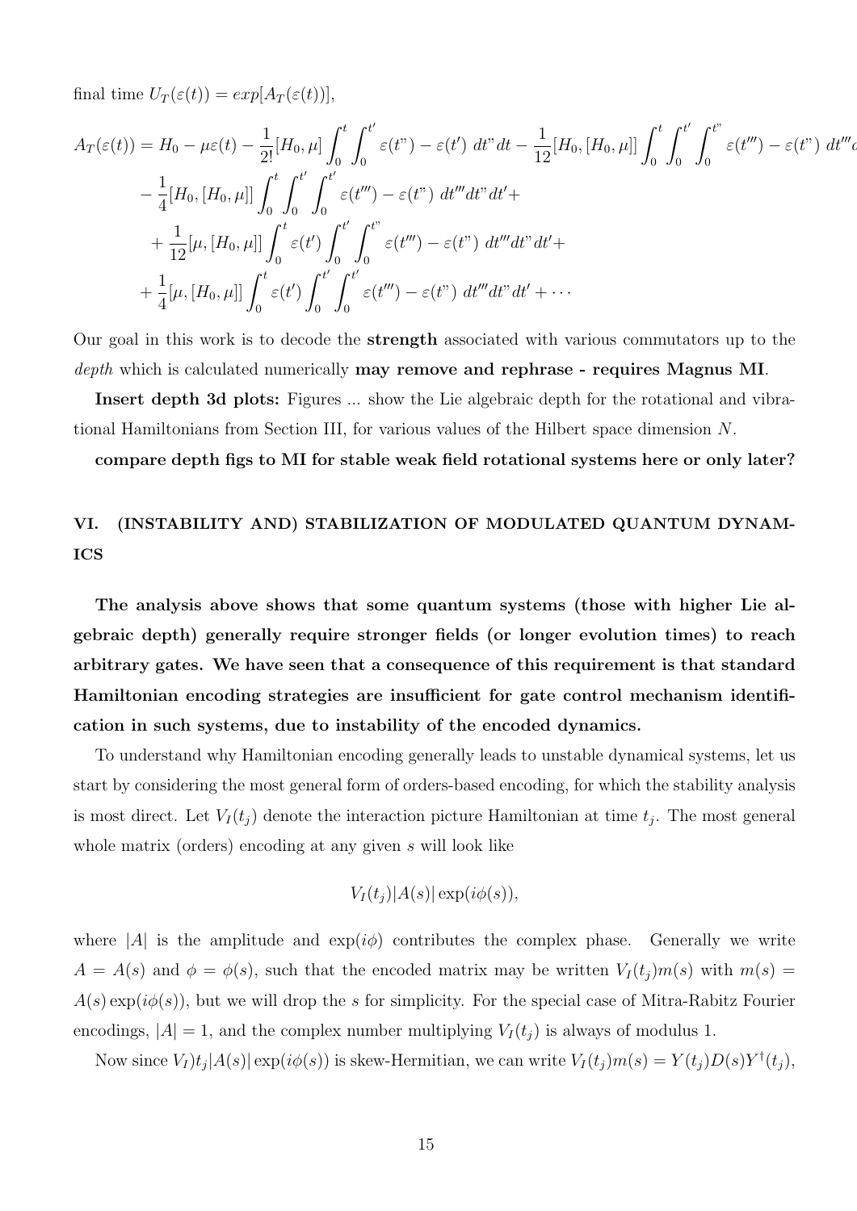final time $U_T(\varepsilon(t)) = exp[A_T(\varepsilon(t))]$,

$$
\begin{aligned}
A_T(\varepsilon(t)) = H_0 - \mu\varepsilon(t) - \frac{1}{2!}[H_0,\mu]\int_0^t\int_0^{t'} \varepsilon(t") - \varepsilon(t')\ dt"dt - \frac{1}{12}[H_0,[H_0,\mu]]\int_0^t\int_0^{t'}\int_0^{t"} \varepsilon(t''') - \varepsilon(t")\ dt'''d \\
- \frac{1}{4}[H_0,[H_0,\mu]]\int_0^t\int_0^{t'}\int_0^{t'} \varepsilon(t''') - \varepsilon(t")\ dt'''dt"dt' + \\
+ \frac{1}{12}[\mu,[H_0,\mu]]\int_0^t \varepsilon(t')\int_0^{t'}\int_0^{t"} \varepsilon(t''') - \varepsilon(t")\ dt'''dt"dt' + \\
+ \frac{1}{4}[\mu,[H_0,\mu]]\int_0^t \varepsilon(t')\int_0^{t'}\int_0^{t'} \varepsilon(t''') - \varepsilon(t")\ dt'''dt"dt' + \cdots
\end{aligned}
$$

Our goal in this work is to decode the **strength** associated with various commutators up to the *depth* which is calculated numerically **may remove and rephrase - requires Magnus MI**.

**Insert depth 3d plots:** Figures ... show the Lie algebraic depth for the rotational and vibrational Hamiltonians from Section III, for various values of the Hilbert space dimension $N$.

**compare depth figs to MI for stable weak field rotational systems here or only later?**

## VI. (INSTABILITY AND) STABILIZATION OF MODULATED QUANTUM DYNAMICS

**The analysis above shows that some quantum systems (those with higher Lie algebraic depth) generally require stronger fields (or longer evolution times) to reach arbitrary gates. We have seen that a consequence of this requirement is that standard Hamiltonian encoding strategies are insufficient for gate control mechanism identification in such systems, due to instability of the encoded dynamics.**

To understand why Hamiltonian encoding generally leads to unstable dynamical systems, let us start by considering the most general form of orders-based encoding, for which the stability analysis is most direct. Let $V_I(t_j)$ denote the interaction picture Hamiltonian at time $t_j$. The most general whole matrix (orders) encoding at any given $s$ will look like

$$
V_I(t_j)|A(s)|\exp(i\phi(s)),
$$

where $|A|$ is the amplitude and $\exp(i\phi)$ contributes the complex phase. Generally we write $A = A(s)$ and $\phi = \phi(s)$, such that the encoded matrix may be written $V_I(t_j)m(s)$ with $m(s) = A(s)\exp(i\phi(s))$, but we will drop the $s$ for simplicity. For the special case of Mitra-Rabitz Fourier encodings, $|A| = 1$, and the complex number multiplying $V_I(t_j)$ is always of modulus 1.

Now since $V_I)t_j|A(s)|\exp(i\phi(s))$ is skew-Hermitian, we can write $V_I(t_j)m(s) = Y(t_j)D(s)Y^\dagger(t_j)$,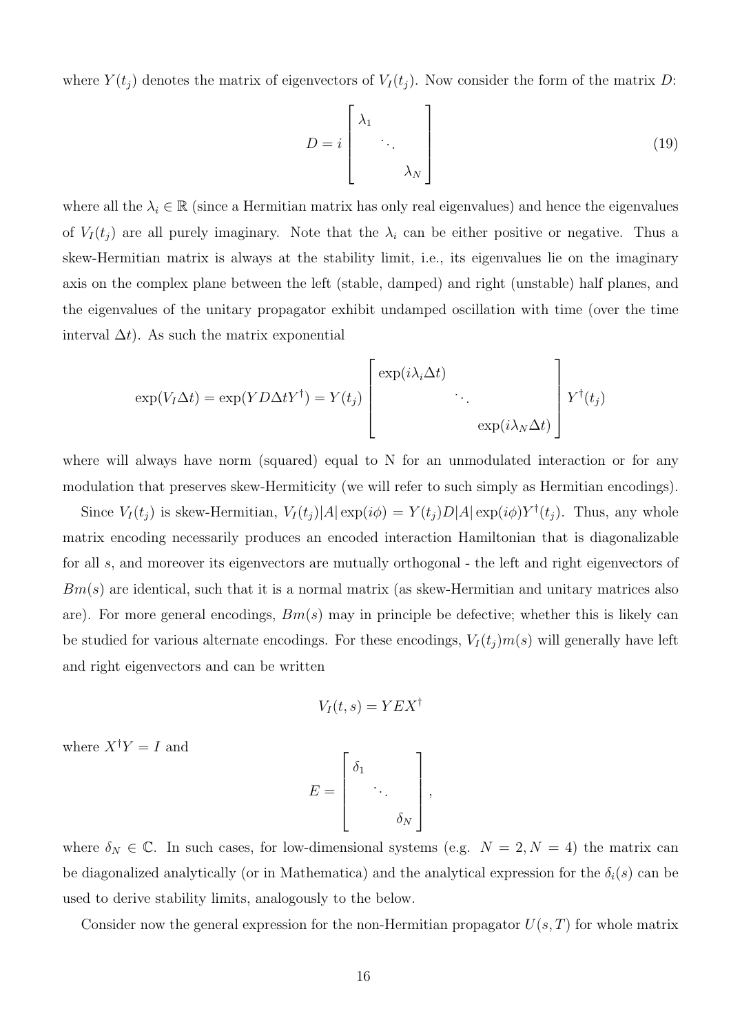where $Y(t_j)$ denotes the matrix of eigenvectors of $V_I(t_j)$. Now consider the form of the matrix $D$:

$$D = i \begin{bmatrix} \lambda_1 & & \\ & \ddots & \\ & & \lambda_N \end{bmatrix} \tag{19}$$

where all the $\lambda_i \in \mathbb{R}$ (since a Hermitian matrix has only real eigenvalues) and hence the eigenvalues of $V_I(t_j)$ are all purely imaginary. Note that the $\lambda_i$ can be either positive or negative. Thus a skew-Hermitian matrix is always at the stability limit, i.e., its eigenvalues lie on the imaginary axis on the complex plane between the left (stable, damped) and right (unstable) half planes, and the eigenvalues of the unitary propagator exhibit undamped oscillation with time (over the time interval $\Delta t$). As such the matrix exponential

$$\exp(V_I \Delta t) = \exp(YD\Delta t Y^\dagger) = Y(t_j) \begin{bmatrix} \exp(i\lambda_i \Delta t) & & \\ & \ddots & \\ & & \exp(i\lambda_N \Delta t) \end{bmatrix} Y^\dagger(t_j)$$

where will always have norm (squared) equal to N for an unmodulated interaction or for any modulation that preserves skew-Hermiticity (we will refer to such simply as Hermitian encodings).

Since $V_I(t_j)$ is skew-Hermitian, $V_I(t_j)|A|\exp(i\phi) = Y(t_j)D|A|\exp(i\phi)Y^\dagger(t_j)$. Thus, any whole matrix encoding necessarily produces an encoded interaction Hamiltonian that is diagonalizable for all $s$, and moreover its eigenvectors are mutually orthogonal - the left and right eigenvectors of $Bm(s)$ are identical, such that it is a normal matrix (as skew-Hermitian and unitary matrices also are). For more general encodings, $Bm(s)$ may in principle be defective; whether this is likely can be studied for various alternate encodings. For these encodings, $V_I(t_j)m(s)$ will generally have left and right eigenvectors and can be written

$$V_I(t,s) = YEX^\dagger$$

where $X^\dagger Y = I$ and

$$E = \begin{bmatrix} \delta_1 & & \\ & \ddots & \\ & & \delta_N \end{bmatrix},$$

where $\delta_N \in \mathbb{C}$. In such cases, for low-dimensional systems (e.g. $N = 2, N = 4$) the matrix can be diagonalized analytically (or in Mathematica) and the analytical expression for the $\delta_i(s)$ can be used to derive stability limits, analogously to the below.

Consider now the general expression for the non-Hermitian propagator $U(s,T)$ for whole matrix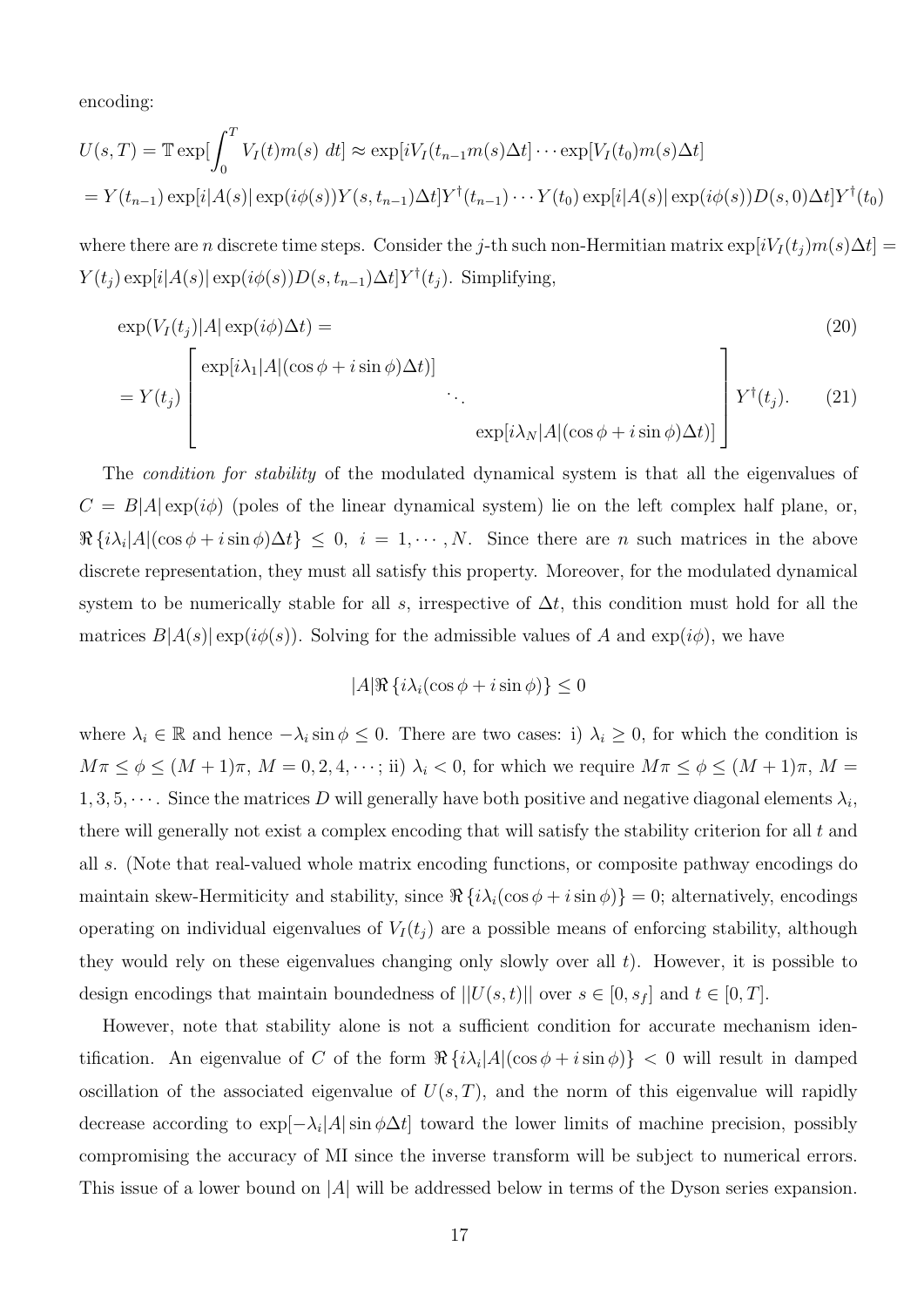encoding:

$$U(s,T) = \mathbb{T}\exp[\int_0^T V_I(t)m(s)\ dt] \approx \exp[iV_I(t_{n-1}m(s)\Delta t]\cdots\exp[V_I(t_0)m(s)\Delta t]$$
$$= Y(t_{n-1})\exp[i|A(s)|\exp(i\phi(s))Y(s,t_{n-1})\Delta t]Y^\dagger(t_{n-1})\cdots Y(t_0)\exp[i|A(s)|\exp(i\phi(s))D(s,0)\Delta t]Y^\dagger(t_0)$$

where there are $n$ discrete time steps. Consider the $j$-th such non-Hermitian matrix $\exp[iV_I(t_j)m(s)\Delta t] = Y(t_j)\exp[i|A(s)|\exp(i\phi(s))D(s,t_{n-1})\Delta t]Y^\dagger(t_j)$. Simplifying,

$$\exp(V_I(t_j)|A|\exp(i\phi)\Delta t) = \tag{20}$$

$$= Y(t_j)\begin{bmatrix} \exp[i\lambda_1|A|(\cos\phi + i\sin\phi)\Delta t)] & & \\ & \ddots & \\ & & \exp[i\lambda_N|A|(\cos\phi + i\sin\phi)\Delta t)] \end{bmatrix} Y^\dagger(t_j). \tag{21}$$

The *condition for stability* of the modulated dynamical system is that all the eigenvalues of $C = B|A|\exp(i\phi)$ (poles of the linear dynamical system) lie on the left complex half plane, or, $\Re\{i\lambda_i|A|(\cos\phi + i\sin\phi)\Delta t\} \leq 0,\ i = 1,\cdots,N$. Since there are $n$ such matrices in the above discrete representation, they must all satisfy this property. Moreover, for the modulated dynamical system to be numerically stable for all $s$, irrespective of $\Delta t$, this condition must hold for all the matrices $B|A(s)|\exp(i\phi(s))$. Solving for the admissible values of $A$ and $\exp(i\phi)$, we have

$$|A|\Re\{i\lambda_i(\cos\phi + i\sin\phi)\} \leq 0$$

where $\lambda_i \in \mathbb{R}$ and hence $-\lambda_i\sin\phi \leq 0$. There are two cases: i) $\lambda_i \geq 0$, for which the condition is $M\pi \leq \phi \leq (M+1)\pi,\ M = 0,2,4,\cdots$; ii) $\lambda_i < 0$, for which we require $M\pi \leq \phi \leq (M+1)\pi,\ M = 1,3,5,\cdots$. Since the matrices $D$ will generally have both positive and negative diagonal elements $\lambda_i$, there will generally not exist a complex encoding that will satisfy the stability criterion for all $t$ and all $s$. (Note that real-valued whole matrix encoding functions, or composite pathway encodings do maintain skew-Hermiticity and stability, since $\Re\{i\lambda_i(\cos\phi + i\sin\phi)\} = 0$; alternatively, encodings operating on individual eigenvalues of $V_I(t_j)$ are a possible means of enforcing stability, although they would rely on these eigenvalues changing only slowly over all $t$). However, it is possible to design encodings that maintain boundedness of $||U(s,t)||$ over $s \in [0,s_f]$ and $t \in [0,T]$.

However, note that stability alone is not a sufficient condition for accurate mechanism identification. An eigenvalue of $C$ of the form $\Re\{i\lambda_i|A|(\cos\phi + i\sin\phi)\} < 0$ will result in damped oscillation of the associated eigenvalue of $U(s,T)$, and the norm of this eigenvalue will rapidly decrease according to $\exp[-\lambda_i|A|\sin\phi\Delta t]$ toward the lower limits of machine precision, possibly compromising the accuracy of MI since the inverse transform will be subject to numerical errors. This issue of a lower bound on $|A|$ will be addressed below in terms of the Dyson series expansion.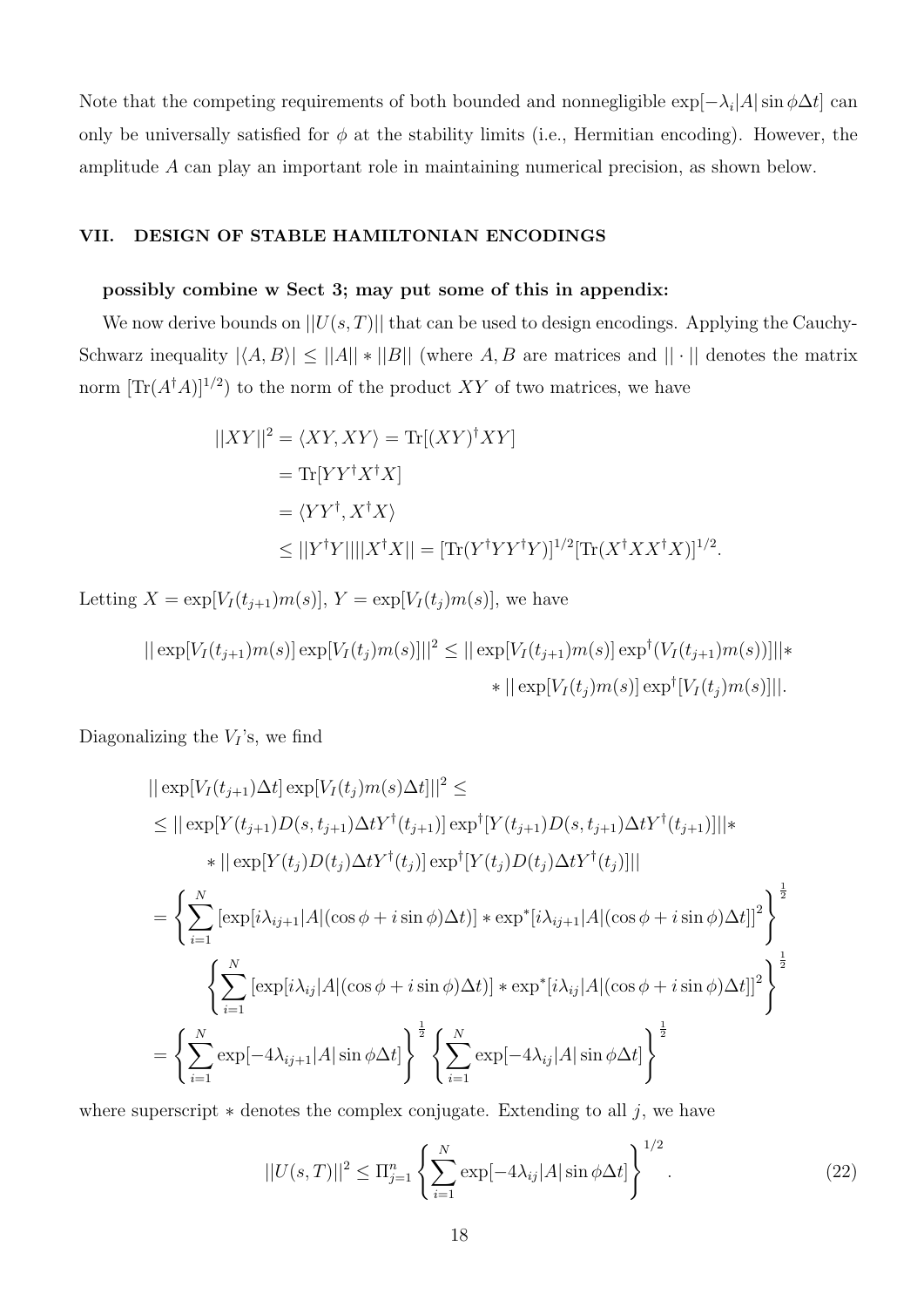Note that the competing requirements of both bounded and nonnegligible $\exp[-\lambda_i|A|\sin\phi\Delta t]$ can only be universally satisfied for $\phi$ at the stability limits (i.e., Hermitian encoding). However, the amplitude $A$ can play an important role in maintaining numerical precision, as shown below.

## VII. DESIGN OF STABLE HAMILTONIAN ENCODINGS

**possibly combine w Sect 3; may put some of this in appendix:**

We now derive bounds on $||U(s,T)||$ that can be used to design encodings. Applying the Cauchy-Schwarz inequality $|\langle A, B\rangle| \leq ||A|| * ||B||$ (where $A, B$ are matrices and $||\cdot||$ denotes the matrix norm $[\mathrm{Tr}(A^\dagger A)]^{1/2}$) to the norm of the product $XY$ of two matrices, we have

$$
\begin{aligned}
||XY||^2 &= \langle XY, XY\rangle = \mathrm{Tr}[(XY)^\dagger XY] \\
&= \mathrm{Tr}[YY^\dagger X^\dagger X] \\
&= \langle YY^\dagger, X^\dagger X\rangle \\
&\leq ||Y^\dagger Y|| ||X^\dagger X|| = [\mathrm{Tr}(Y^\dagger YY^\dagger Y)]^{1/2}[\mathrm{Tr}(X^\dagger XX^\dagger X)]^{1/2}.
\end{aligned}
$$

Letting $X = \exp[V_I(t_{j+1})m(s)]$, $Y = \exp[V_I(t_j)m(s)]$, we have

$$
\begin{aligned}
||\exp[V_I(t_{j+1})m(s)]\exp[V_I(t_j)m(s)]||^2 \leq ||\exp[V_I(t_{j+1})m(s)]\exp^\dagger(V_I(t_{j+1})m(s))]||* \\
* ||\exp[V_I(t_j)m(s)]\exp^\dagger[V_I(t_j)m(s)]||.
\end{aligned}
$$

Diagonalizing the $V_I$'s, we find

$$
\begin{aligned}
&||\exp[V_I(t_{j+1})\Delta t]\exp[V_I(t_j)m(s)\Delta t]||^2 \leq \\
&\leq ||\exp[Y(t_{j+1})D(s,t_{j+1})\Delta t Y^\dagger(t_{j+1})]\exp^\dagger[Y(t_{j+1})D(s,t_{j+1})\Delta t Y^\dagger(t_{j+1})]||* \\
&\quad * ||\exp[Y(t_j)D(t_j)\Delta t Y^\dagger(t_j)]\exp^\dagger[Y(t_j)D(t_j)\Delta t Y^\dagger(t_j)]|| \\
&= \left\{\sum_{i=1}^{N}[\exp[i\lambda_{ij+1}|A|(\cos\phi + i\sin\phi)\Delta t)] * \exp^*[i\lambda_{ij+1}|A|(\cos\phi + i\sin\phi)\Delta t]]^2\right\}^{\frac{1}{2}} \\
&\quad \left\{\sum_{i=1}^{N}[\exp[i\lambda_{ij}|A|(\cos\phi + i\sin\phi)\Delta t)] * \exp^*[i\lambda_{ij}|A|(\cos\phi + i\sin\phi)\Delta t]]^2\right\}^{\frac{1}{2}} \\
&= \left\{\sum_{i=1}^{N}\exp[-4\lambda_{ij+1}|A|\sin\phi\Delta t]\right\}^{\frac{1}{2}}\left\{\sum_{i=1}^{N}\exp[-4\lambda_{ij}|A|\sin\phi\Delta t]\right\}^{\frac{1}{2}}
\end{aligned}
$$

where superscript $*$ denotes the complex conjugate. Extending to all $j$, we have

$$
||U(s,T)||^2 \leq \Pi_{j=1}^{n}\left\{\sum_{i=1}^{N}\exp[-4\lambda_{ij}|A|\sin\phi\Delta t]\right\}^{1/2}. \tag{22}
$$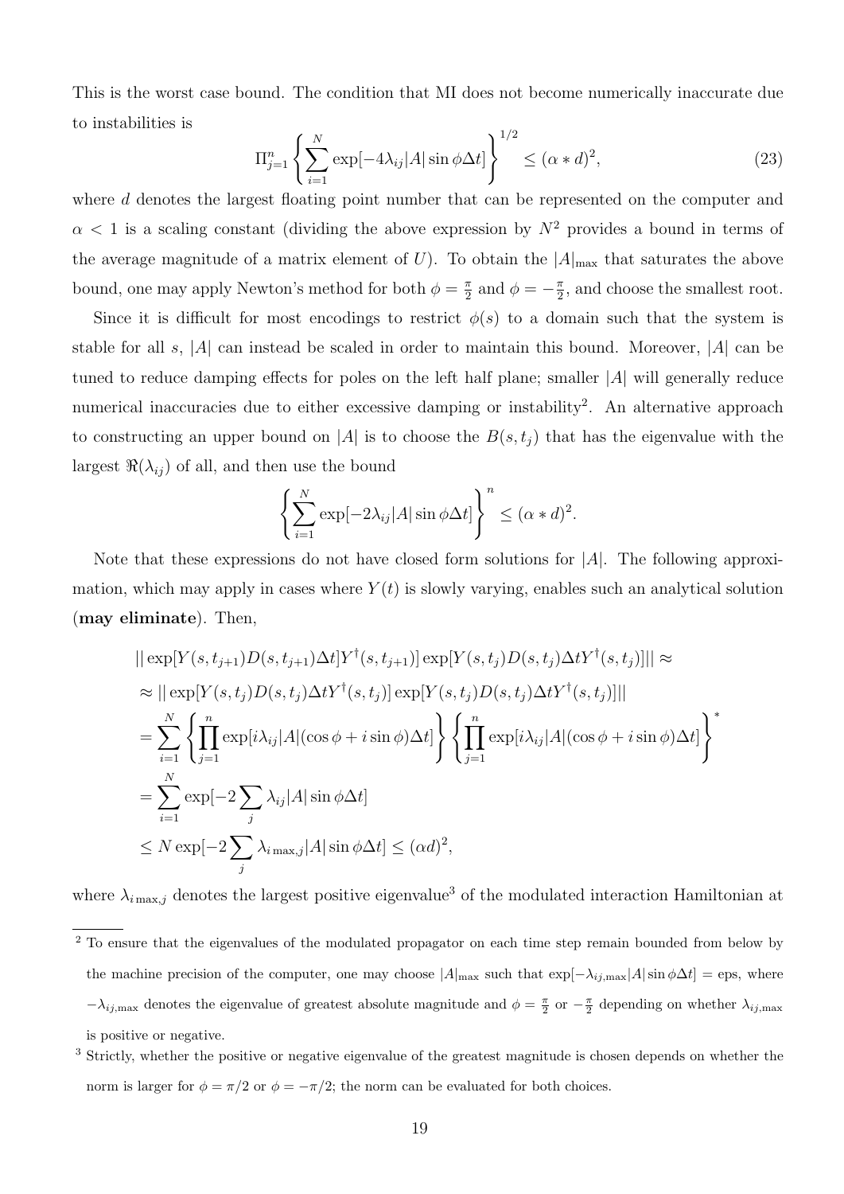This is the worst case bound. The condition that MI does not become numerically inaccurate due to instabilities is

$$\Pi_{j=1}^{n}\left\{\sum_{i=1}^{N}\exp[-4\lambda_{ij}|A|\sin\phi\Delta t]\right\}^{1/2}\leq(\alpha*d)^{2}, \tag{23}$$

where $d$ denotes the largest floating point number that can be represented on the computer and $\alpha < 1$ is a scaling constant (dividing the above expression by $N^2$ provides a bound in terms of the average magnitude of a matrix element of $U$). To obtain the $|A|_{\max}$ that saturates the above bound, one may apply Newton's method for both $\phi = \frac{\pi}{2}$ and $\phi = -\frac{\pi}{2}$, and choose the smallest root.

Since it is difficult for most encodings to restrict $\phi(s)$ to a domain such that the system is stable for all $s$, $|A|$ can instead be scaled in order to maintain this bound. Moreover, $|A|$ can be tuned to reduce damping effects for poles on the left half plane; smaller $|A|$ will generally reduce numerical inaccuracies due to either excessive damping or instability[2]. An alternative approach to constructing an upper bound on $|A|$ is to choose the $B(s, t_j)$ that has the eigenvalue with the largest $\Re(\lambda_{ij})$ of all, and then use the bound

$$\left\{\sum_{i=1}^{N}\exp[-2\lambda_{ij}|A|\sin\phi\Delta t]\right\}^{n}\leq(\alpha*d)^{2}.$$

Note that these expressions do not have closed form solutions for $|A|$. The following approximation, which may apply in cases where $Y(t)$ is slowly varying, enables such an analytical solution (**may eliminate**). Then,

$$\begin{aligned}
&||\exp[Y(s,t_{j+1})D(s,t_{j+1})\Delta t]Y^{\dagger}(s,t_{j+1})]\exp[Y(s,t_j)D(s,t_j)\Delta tY^{\dagger}(s,t_j)]|| \approx \\
&\approx ||\exp[Y(s,t_j)D(s,t_j)\Delta tY^{\dagger}(s,t_j)]\exp[Y(s,t_j)D(s,t_j)\Delta tY^{\dagger}(s,t_j)]|| \\
&=\sum_{i=1}^{N}\left\{\prod_{j=1}^{n}\exp[i\lambda_{ij}|A|(\cos\phi+i\sin\phi)\Delta t]\right\}\left\{\prod_{j=1}^{n}\exp[i\lambda_{ij}|A|(\cos\phi+i\sin\phi)\Delta t]\right\}^{*} \\
&=\sum_{i=1}^{N}\exp[-2\sum_{j}\lambda_{ij}|A|\sin\phi\Delta t] \\
&\leq N\exp[-2\sum_{j}\lambda_{i\max,j}|A|\sin\phi\Delta t]\leq(\alpha d)^{2},
\end{aligned}$$

where $\lambda_{i\max,j}$ denotes the largest positive eigenvalue[3] of the modulated interaction Hamiltonian at

---

[2] To ensure that the eigenvalues of the modulated propagator on each time step remain bounded from below by the machine precision of the computer, one may choose $|A|_{\max}$ such that $\exp[-\lambda_{ij,\max}|A|\sin\phi\Delta t] = \text{eps}$, where $-\lambda_{ij,\max}$ denotes the eigenvalue of greatest absolute magnitude and $\phi = \frac{\pi}{2}$ or $-\frac{\pi}{2}$ depending on whether $\lambda_{ij,\max}$ is positive or negative.

[3] Strictly, whether the positive or negative eigenvalue of the greatest magnitude is chosen depends on whether the norm is larger for $\phi = \pi/2$ or $\phi = -\pi/2$; the norm can be evaluated for both choices.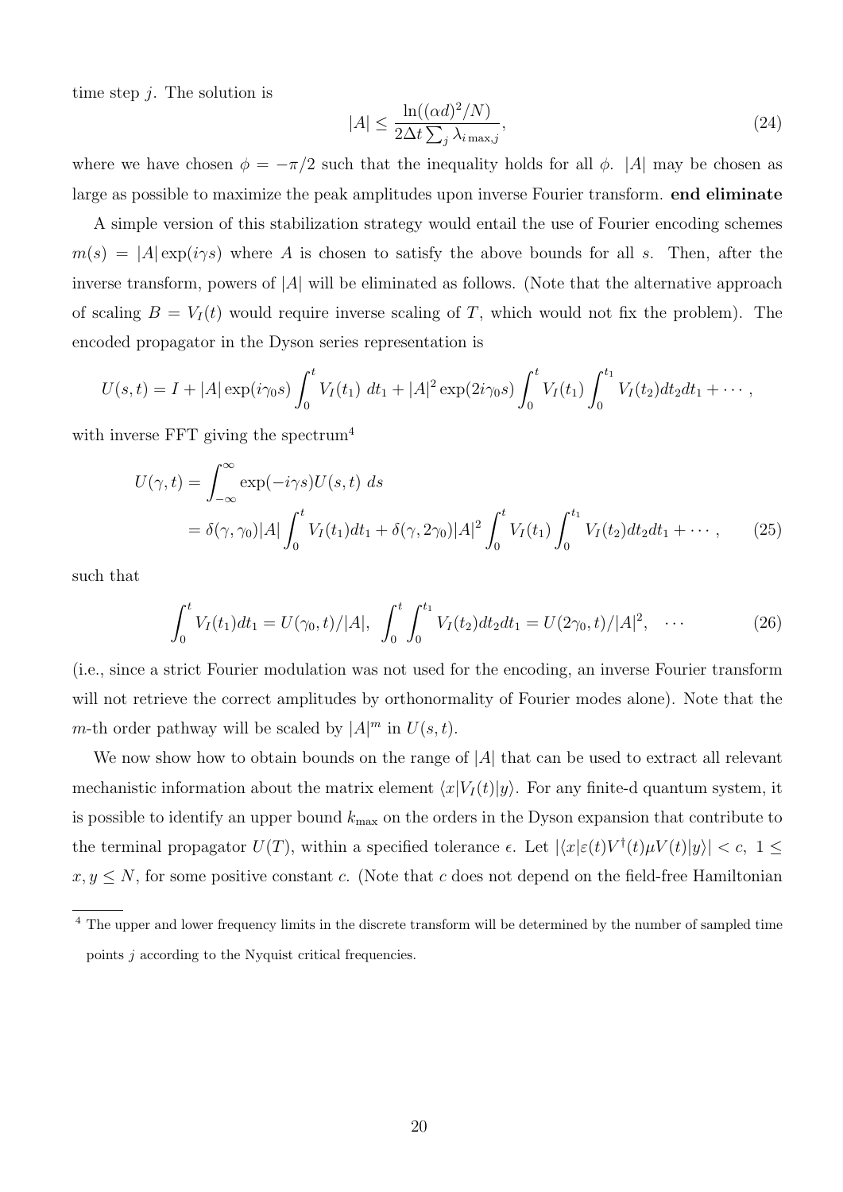time step $j$. The solution is

$$|A| \leq \frac{\ln((\alpha d)^2/N)}{2\Delta t \sum_j \lambda_{i\,\max,j}}, \tag{24}$$

where we have chosen $\phi = -\pi/2$ such that the inequality holds for all $\phi$. $|A|$ may be chosen as large as possible to maximize the peak amplitudes upon inverse Fourier transform. **end eliminate**

A simple version of this stabilization strategy would entail the use of Fourier encoding schemes $m(s) = |A| \exp(i\gamma s)$ where $A$ is chosen to satisfy the above bounds for all $s$. Then, after the inverse transform, powers of $|A|$ will be eliminated as follows. (Note that the alternative approach of scaling $B = V_I(t)$ would require inverse scaling of $T$, which would not fix the problem). The encoded propagator in the Dyson series representation is

$$U(s,t) = I + |A| \exp(i\gamma_0 s) \int_0^t V_I(t_1)\ dt_1 + |A|^2 \exp(2i\gamma_0 s) \int_0^t V_I(t_1) \int_0^{t_1} V_I(t_2) dt_2 dt_1 + \cdots,$$

with inverse FFT giving the spectrum[4]

$$\begin{aligned} U(\gamma, t) &= \int_{-\infty}^{\infty} \exp(-i\gamma s) U(s,t)\ ds \\ &= \delta(\gamma, \gamma_0)|A| \int_0^t V_I(t_1) dt_1 + \delta(\gamma, 2\gamma_0)|A|^2 \int_0^t V_I(t_1) \int_0^{t_1} V_I(t_2) dt_2 dt_1 + \cdots, \end{aligned} \tag{25}$$

such that

$$\int_0^t V_I(t_1) dt_1 = U(\gamma_0, t)/|A|, \ \ \int_0^t \int_0^{t_1} V_I(t_2) dt_2 dt_1 = U(2\gamma_0, t)/|A|^2, \ \ \cdots \tag{26}$$

(i.e., since a strict Fourier modulation was not used for the encoding, an inverse Fourier transform will not retrieve the correct amplitudes by orthonormality of Fourier modes alone). Note that the $m$-th order pathway will be scaled by $|A|^m$ in $U(s,t)$.

We now show how to obtain bounds on the range of $|A|$ that can be used to extract all relevant mechanistic information about the matrix element $\langle x|V_I(t)|y\rangle$. For any finite-d quantum system, it is possible to identify an upper bound $k_{\max}$ on the orders in the Dyson expansion that contribute to the terminal propagator $U(T)$, within a specified tolerance $\epsilon$. Let $|\langle x|\varepsilon(t)V^\dagger(t)\mu V(t)|y\rangle| < c,\ 1 \leq x, y \leq N$, for some positive constant $c$. (Note that $c$ does not depend on the field-free Hamiltonian

[4] The upper and lower frequency limits in the discrete transform will be determined by the number of sampled time points $j$ according to the Nyquist critical frequencies.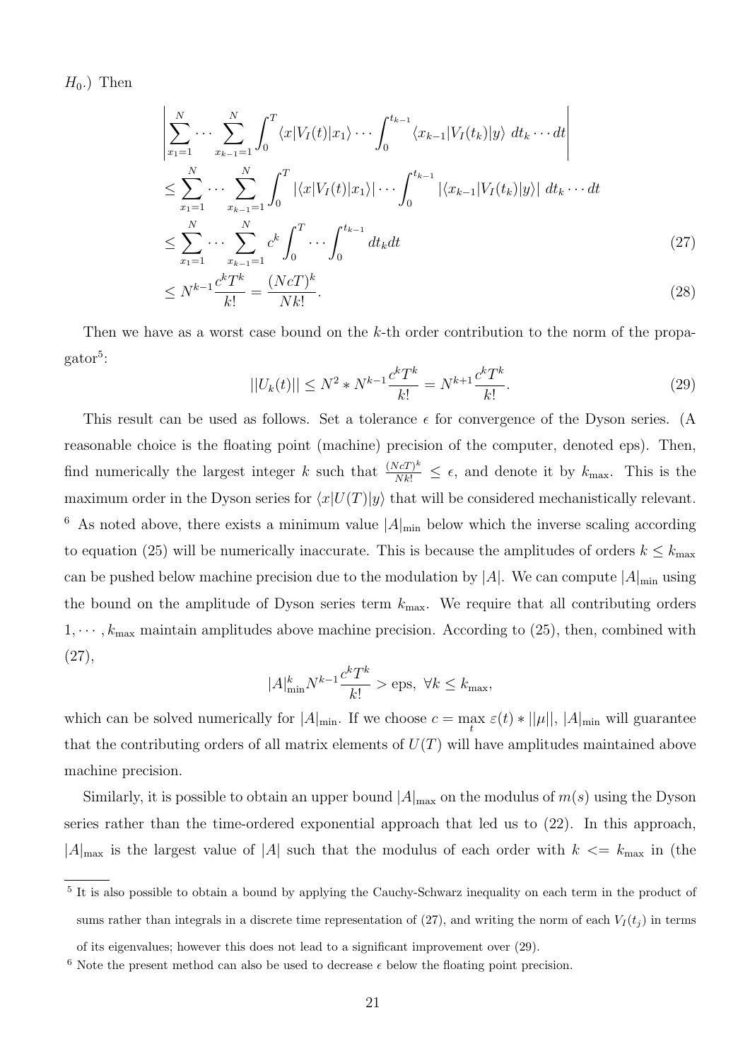$H_0$.) Then

$$
\begin{aligned}
&\left| \sum_{x_1=1}^{N} \cdots \sum_{x_{k-1}=1}^{N} \int_0^T \langle x|V_I(t)|x_1\rangle \cdots \int_0^{t_{k-1}} \langle x_{k-1}|V_I(t_k)|y\rangle \; dt_k \cdots dt \right| \\
&\leq \sum_{x_1=1}^{N} \cdots \sum_{x_{k-1}=1}^{N} \int_0^T |\langle x|V_I(t)|x_1\rangle| \cdots \int_0^{t_{k-1}} |\langle x_{k-1}|V_I(t_k)|y\rangle| \; dt_k \cdots dt \\
&\leq \sum_{x_1=1}^{N} \cdots \sum_{x_{k-1}=1}^{N} c^k \int_0^T \cdots \int_0^{t_{k-1}} dt_k dt \qquad (27) \\
&\leq N^{k-1} \frac{c^k T^k}{k!} = \frac{(NcT)^k}{Nk!}. \qquad (28)
\end{aligned}
$$

Then we have as a worst case bound on the $k$-th order contribution to the norm of the propagator[5]:

$$
||U_k(t)|| \leq N^2 * N^{k-1} \frac{c^k T^k}{k!} = N^{k+1} \frac{c^k T^k}{k!}. \qquad (29)
$$

This result can be used as follows. Set a tolerance $\epsilon$ for convergence of the Dyson series. (A reasonable choice is the floating point (machine) precision of the computer, denoted eps). Then, find numerically the largest integer $k$ such that $\frac{(NcT)^k}{Nk!} \leq \epsilon$, and denote it by $k_{\max}$. This is the maximum order in the Dyson series for $\langle x|U(T)|y\rangle$ that will be considered mechanistically relevant. [6] As noted above, there exists a minimum value $|A|_{\min}$ below which the inverse scaling according to equation (25) will be numerically inaccurate. This is because the amplitudes of orders $k \leq k_{\max}$ can be pushed below machine precision due to the modulation by $|A|$. We can compute $|A|_{\min}$ using the bound on the amplitude of Dyson series term $k_{\max}$. We require that all contributing orders $1, \cdots, k_{\max}$ maintain amplitudes above machine precision. According to (25), then, combined with (27),

$$
|A|_{\min}^k N^{k-1} \frac{c^k T^k}{k!} > \text{eps}, \; \forall k \leq k_{\max},
$$

which can be solved numerically for $|A|_{\min}$. If we choose $c = \max_t \varepsilon(t) * ||\mu||$, $|A|_{\min}$ will guarantee that the contributing orders of all matrix elements of $U(T)$ will have amplitudes maintained above machine precision.

Similarly, it is possible to obtain an upper bound $|A|_{\max}$ on the modulus of $m(s)$ using the Dyson series rather than the time-ordered exponential approach that led us to (22). In this approach, $|A|_{\max}$ is the largest value of $|A|$ such that the modulus of each order with $k <= k_{\max}$ in (the

---

[5] It is also possible to obtain a bound by applying the Cauchy-Schwarz inequality on each term in the product of sums rather than integrals in a discrete time representation of (27), and writing the norm of each $V_I(t_j)$ in terms of its eigenvalues; however this does not lead to a significant improvement over (29).

[6] Note the present method can also be used to decrease $\epsilon$ below the floating point precision.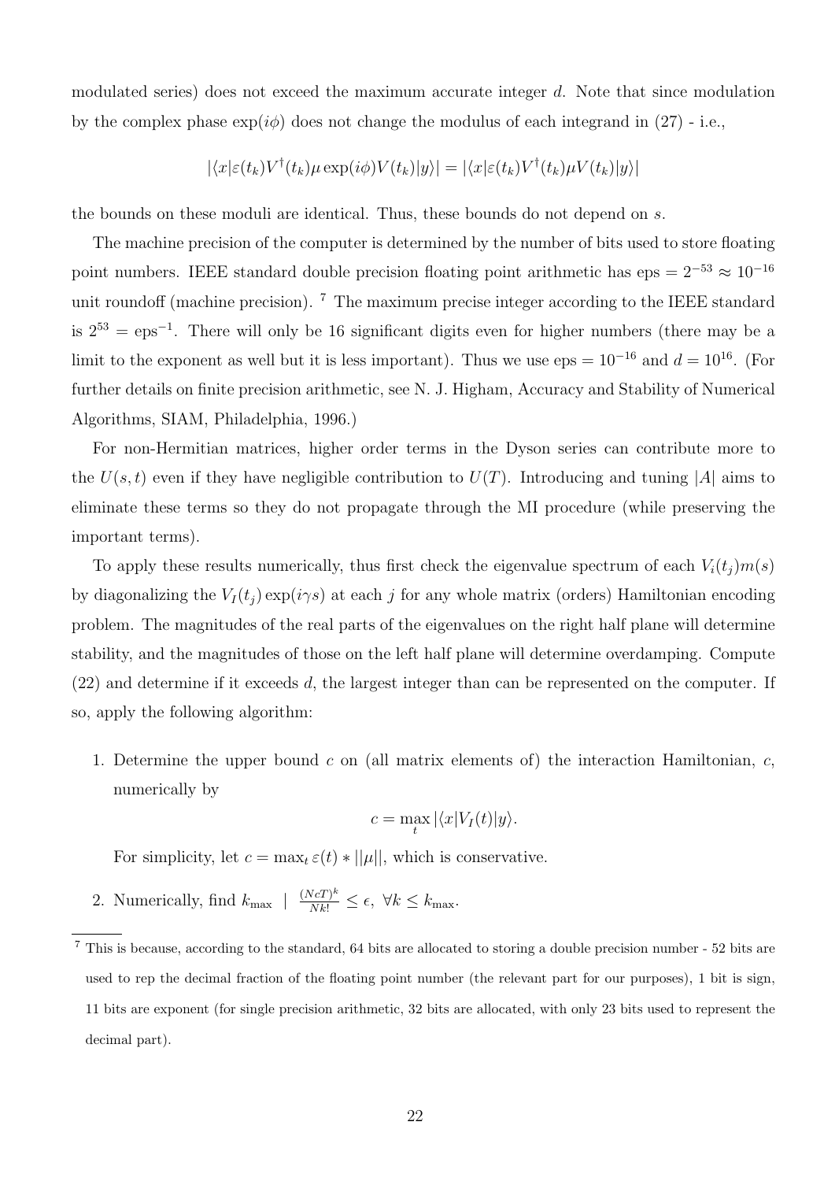modulated series) does not exceed the maximum accurate integer $d$. Note that since modulation by the complex phase $\exp(i\phi)$ does not change the modulus of each integrand in (27) - i.e.,

$$|\langle x|\varepsilon(t_k)V^{\dagger}(t_k)\mu\exp(i\phi)V(t_k)|y\rangle| = |\langle x|\varepsilon(t_k)V^{\dagger}(t_k)\mu V(t_k)|y\rangle|$$

the bounds on these moduli are identical. Thus, these bounds do not depend on $s$.

The machine precision of the computer is determined by the number of bits used to store floating point numbers. IEEE standard double precision floating point arithmetic has eps $= 2^{-53} \approx 10^{-16}$ unit roundoff (machine precision). [7] The maximum precise integer according to the IEEE standard is $2^{53} = \text{eps}^{-1}$. There will only be 16 significant digits even for higher numbers (there may be a limit to the exponent as well but it is less important). Thus we use eps $= 10^{-16}$ and $d = 10^{16}$. (For further details on finite precision arithmetic, see N. J. Higham, Accuracy and Stability of Numerical Algorithms, SIAM, Philadelphia, 1996.)

For non-Hermitian matrices, higher order terms in the Dyson series can contribute more to the $U(s,t)$ even if they have negligible contribution to $U(T)$. Introducing and tuning $|A|$ aims to eliminate these terms so they do not propagate through the MI procedure (while preserving the important terms).

To apply these results numerically, thus first check the eigenvalue spectrum of each $V_i(t_j)m(s)$ by diagonalizing the $V_I(t_j)\exp(i\gamma s)$ at each $j$ for any whole matrix (orders) Hamiltonian encoding problem. The magnitudes of the real parts of the eigenvalues on the right half plane will determine stability, and the magnitudes of those on the left half plane will determine overdamping. Compute (22) and determine if it exceeds $d$, the largest integer than can be represented on the computer. If so, apply the following algorithm:

1. Determine the upper bound $c$ on (all matrix elements of) the interaction Hamiltonian, $c$, numerically by

$$c = \max_t |\langle x|V_I(t)|y\rangle.$$

For simplicity, let $c = \max_t \varepsilon(t) * ||\mu||$, which is conservative.

2. Numerically, find $k_{\max} \;|\; \frac{(NcT)^k}{Nk!} \leq \epsilon, \; \forall k \leq k_{\max}$.

[7] This is because, according to the standard, 64 bits are allocated to storing a double precision number - 52 bits are used to rep the decimal fraction of the floating point number (the relevant part for our purposes), 1 bit is sign, 11 bits are exponent (for single precision arithmetic, 32 bits are allocated, with only 23 bits used to represent the decimal part).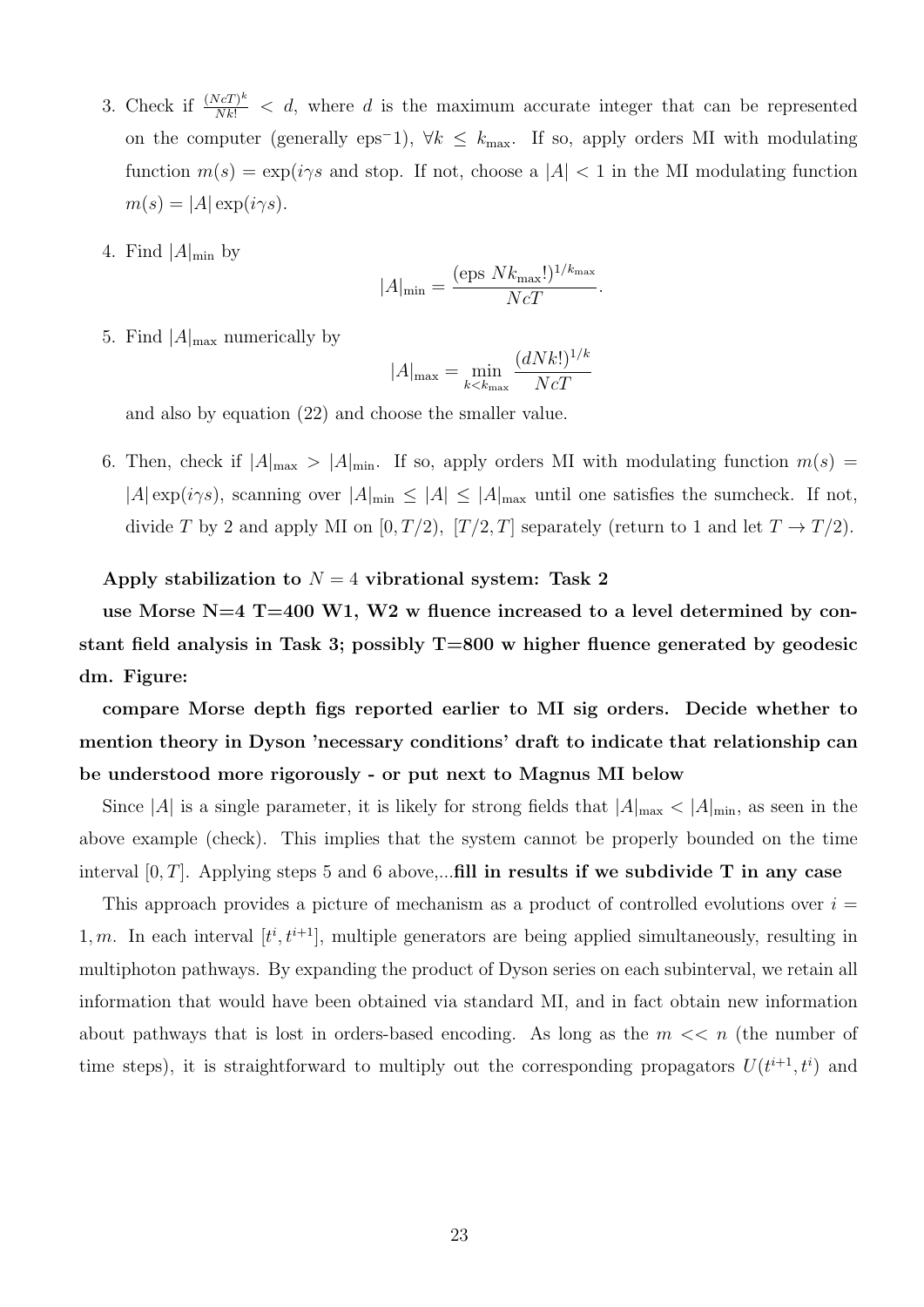3. Check if $\frac{(NcT)^k}{Nk!} < d$, where $d$ is the maximum accurate integer that can be represented on the computer (generally eps$^-1$), $\forall k \leq k_{\max}$. If so, apply orders MI with modulating function $m(s) = \exp(i\gamma s$ and stop. If not, choose a $|A| < 1$ in the MI modulating function $m(s) = |A|\exp(i\gamma s)$.

4. Find $|A|_{\min}$ by

$$|A|_{\min} = \frac{(\text{eps } Nk_{\max}!)^{1/k_{\max}}}{NcT}.$$

5. Find $|A|_{\max}$ numerically by

$$|A|_{\max} = \min_{k<k_{\max}} \frac{(dNk!)^{1/k}}{NcT}$$

and also by equation (22) and choose the smaller value.

6. Then, check if $|A|_{\max} > |A|_{\min}$. If so, apply orders MI with modulating function $m(s) = |A|\exp(i\gamma s)$, scanning over $|A|_{\min} \leq |A| \leq |A|_{\max}$ until one satisfies the sumcheck. If not, divide $T$ by 2 and apply MI on $[0, T/2)$, $[T/2, T]$ separately (return to 1 and let $T \to T/2$).

**Apply stabilization to $N = 4$ vibrational system: Task 2**

**use Morse N=4 T=400 W1, W2 w fluence increased to a level determined by constant field analysis in Task 3; possibly T=800 w higher fluence generated by geodesic dm. Figure:**

**compare Morse depth figs reported earlier to MI sig orders. Decide whether to mention theory in Dyson 'necessary conditions' draft to indicate that relationship can be understood more rigorously - or put next to Magnus MI below**

Since $|A|$ is a single parameter, it is likely for strong fields that $|A|_{\max} < |A|_{\min}$, as seen in the above example (check). This implies that the system cannot be properly bounded on the time interval $[0, T]$. Applying steps 5 and 6 above,...**fill in results if we subdivide T in any case**

This approach provides a picture of mechanism as a product of controlled evolutions over $i = 1, m$. In each interval $[t^i, t^{i+1}]$, multiple generators are being applied simultaneously, resulting in multiphoton pathways. By expanding the product of Dyson series on each subinterval, we retain all information that would have been obtained via standard MI, and in fact obtain new information about pathways that is lost in orders-based encoding. As long as the $m << n$ (the number of time steps), it is straightforward to multiply out the corresponding propagators $U(t^{i+1}, t^i)$ and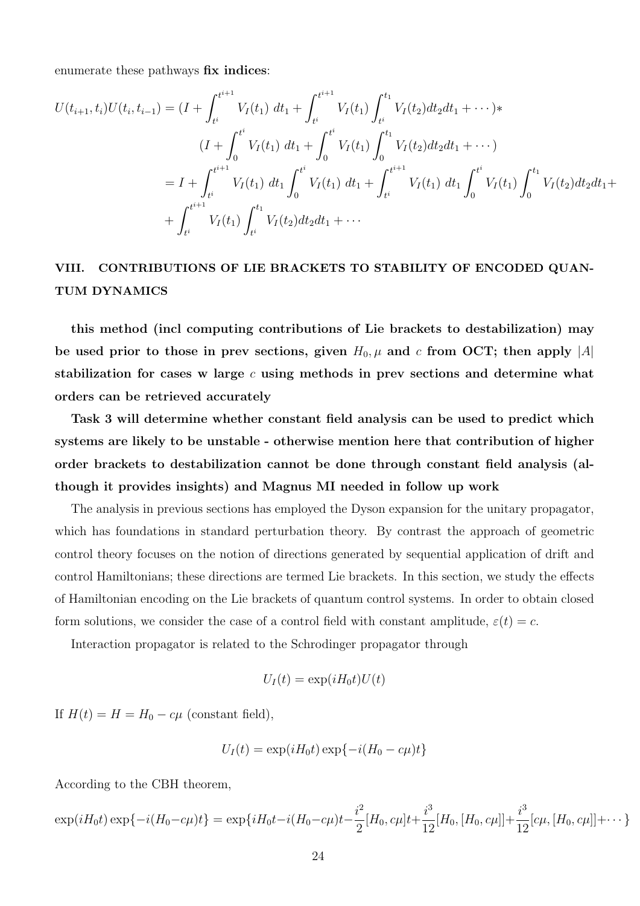enumerate these pathways **fix indices**:

$$
\begin{aligned}
U(t_{i+1},t_i)U(t_i,t_{i-1}) &= (I + \int_{t^i}^{t^{i+1}} V_I(t_1)\ dt_1 + \int_{t^i}^{t^{i+1}} V_I(t_1) \int_{t^i}^{t_1} V_I(t_2) dt_2 dt_1 + \cdots) * \\
&\quad (I + \int_{0}^{t^i} V_I(t_1)\ dt_1 + \int_{0}^{t^i} V_I(t_1) \int_{0}^{t_1} V_I(t_2) dt_2 dt_1 + \cdots) \\
&= I + \int_{t^i}^{t^{i+1}} V_I(t_1)\ dt_1 \int_{0}^{t^i} V_I(t_1)\ dt_1 + \int_{t^i}^{t^{i+1}} V_I(t_1)\ dt_1 \int_{0}^{t^i} V_I(t_1) \int_{0}^{t_1} V_I(t_2) dt_2 dt_1 + \\
&\quad + \int_{t^i}^{t^{i+1}} V_I(t_1) \int_{t^i}^{t_1} V_I(t_2) dt_2 dt_1 + \cdots
\end{aligned}
$$

## VIII. CONTRIBUTIONS OF LIE BRACKETS TO STABILITY OF ENCODED QUANTUM DYNAMICS

**this method (incl computing contributions of Lie brackets to destabilization) may be used prior to those in prev sections, given $H_0, \mu$ and $c$ from OCT; then apply $|A|$ stabilization for cases w large $c$ using methods in prev sections and determine what orders can be retrieved accurately**

**Task 3 will determine whether constant field analysis can be used to predict which systems are likely to be unstable - otherwise mention here that contribution of higher order brackets to destabilization cannot be done through constant field analysis (although it provides insights) and Magnus MI needed in follow up work**

The analysis in previous sections has employed the Dyson expansion for the unitary propagator, which has foundations in standard perturbation theory. By contrast the approach of geometric control theory focuses on the notion of directions generated by sequential application of drift and control Hamiltonians; these directions are termed Lie brackets. In this section, we study the effects of Hamiltonian encoding on the Lie brackets of quantum control systems. In order to obtain closed form solutions, we consider the case of a control field with constant amplitude, $\varepsilon(t) = c$.

Interaction propagator is related to the Schrodinger propagator through

$$U_I(t) = \exp(iH_0 t)U(t)$$

If $H(t) = H = H_0 - c\mu$ (constant field),

$$U_I(t) = \exp(iH_0 t)\exp\{-i(H_0 - c\mu)t\}$$

According to the CBH theorem,

$$\exp(iH_0 t)\exp\{-i(H_0 - c\mu)t\} = \exp\{iH_0 t - i(H_0 - c\mu)t - \frac{i^2}{2}[H_0, c\mu]t + \frac{i^3}{12}[H_0,[H_0,c\mu]] + \frac{i^3}{12}[c\mu,[H_0,c\mu]] + \cdots\}$$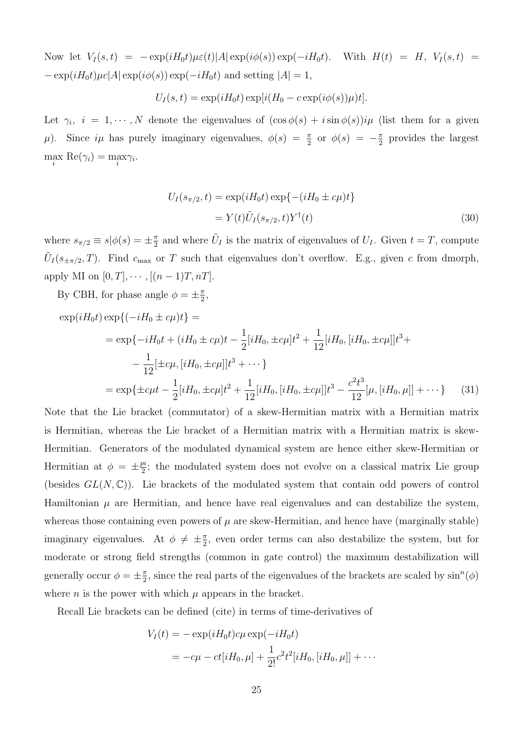Now let $V_I(s,t) = -\exp(iH_0 t)\mu\varepsilon(t)|A|\exp(i\phi(s))\exp(-iH_0 t)$. With $H(t) = H$, $V_I(s,t) = -\exp(iH_0 t)\mu c|A|\exp(i\phi(s))\exp(-iH_0 t)$ and setting $|A| = 1$,

$$U_I(s,t) = \exp(iH_0 t)\exp[i(H_0 - c\exp(i\phi(s))\mu)t].$$

Let $\gamma_i$, $i = 1, \cdots, N$ denote the eigenvalues of $(\cos\phi(s) + i\sin\phi(s))i\mu$ (list them for a given $\mu$). Since $i\mu$ has purely imaginary eigenvalues, $\phi(s) = \frac{\pi}{2}$ or $\phi(s) = -\frac{\pi}{2}$ provides the largest $\max_i \mathrm{Re}(\gamma_i) = \max_i \gamma_i$.

$$\begin{aligned}
U_I(s_{\pi/2}, t) &= \exp(iH_0 t)\exp\{-(iH_0 \pm c\mu)t\} \\
&= Y(t)\tilde{U}_I(s_{\pi/2}, t)Y^\dagger(t)
\end{aligned} \tag{30}$$

where $s_{\pi/2} \equiv s|\phi(s) = \pm\frac{\pi}{2}$ and where $\tilde{U}_I$ is the matrix of eigenvalues of $U_I$. Given $t = T$, compute $\tilde{U}_I(s_{\pm\pi/2}, T)$. Find $c_{\max}$ or $T$ such that eigenvalues don't overflow. E.g., given $c$ from dmorph, apply MI on $[0,T], \cdots, [(n-1)T, nT]$.

By CBH, for phase angle $\phi = \pm\frac{\pi}{2}$,

$$\begin{aligned}
&\exp(iH_0 t)\exp\{(-iH_0 \pm c\mu)t\} = \\
&\quad = \exp\{-iH_0 t + (iH_0 \pm c\mu)t - \frac{1}{2}[iH_0, \pm c\mu]t^2 + \frac{1}{12}[iH_0, [iH_0, \pm c\mu]]t^3 + \\
&\qquad - \frac{1}{12}[\pm c\mu, [iH_0, \pm c\mu]]t^3 + \cdots\} \\
&\quad = \exp\{\pm c\mu t - \frac{1}{2}[iH_0, \pm c\mu]t^2 + \frac{1}{12}[iH_0, [iH_0, \pm c\mu]]t^3 - \frac{c^2 t^3}{12}[\mu, [iH_0, \mu]] + \cdots\}
\end{aligned} \tag{31}$$

Note that the Lie bracket (commutator) of a skew-Hermitian matrix with a Hermitian matrix is Hermitian, whereas the Lie bracket of a Hermitian matrix with a Hermitian matrix is skew-Hermitian. Generators of the modulated dynamical system are hence either skew-Hermitian or Hermitian at $\phi = \pm\frac{pi}{2}$; the modulated system does not evolve on a classical matrix Lie group (besides $GL(N,\mathbb{C})$). Lie brackets of the modulated system that contain odd powers of control Hamiltonian $\mu$ are Hermitian, and hence have real eigenvalues and can destabilize the system, whereas those containing even powers of $\mu$ are skew-Hermitian, and hence have (marginally stable) imaginary eigenvalues. At $\phi \neq \pm\frac{\pi}{2}$, even order terms can also destabilize the system, but for moderate or strong field strengths (common in gate control) the maximum destabilization will generally occur $\phi = \pm\frac{\pi}{2}$, since the real parts of the eigenvalues of the brackets are scaled by $\sin^n(\phi)$ where $n$ is the power with which $\mu$ appears in the bracket.

Recall Lie brackets can be defined (cite) in terms of time-derivatives of

$$\begin{aligned}
V_I(t) &= -\exp(iH_0 t)c\mu\exp(-iH_0 t) \\
&= -c\mu - ct[iH_0, \mu] + \frac{1}{2!}c^2 t^2[iH_0, [iH_0, \mu]] + \cdots
\end{aligned}$$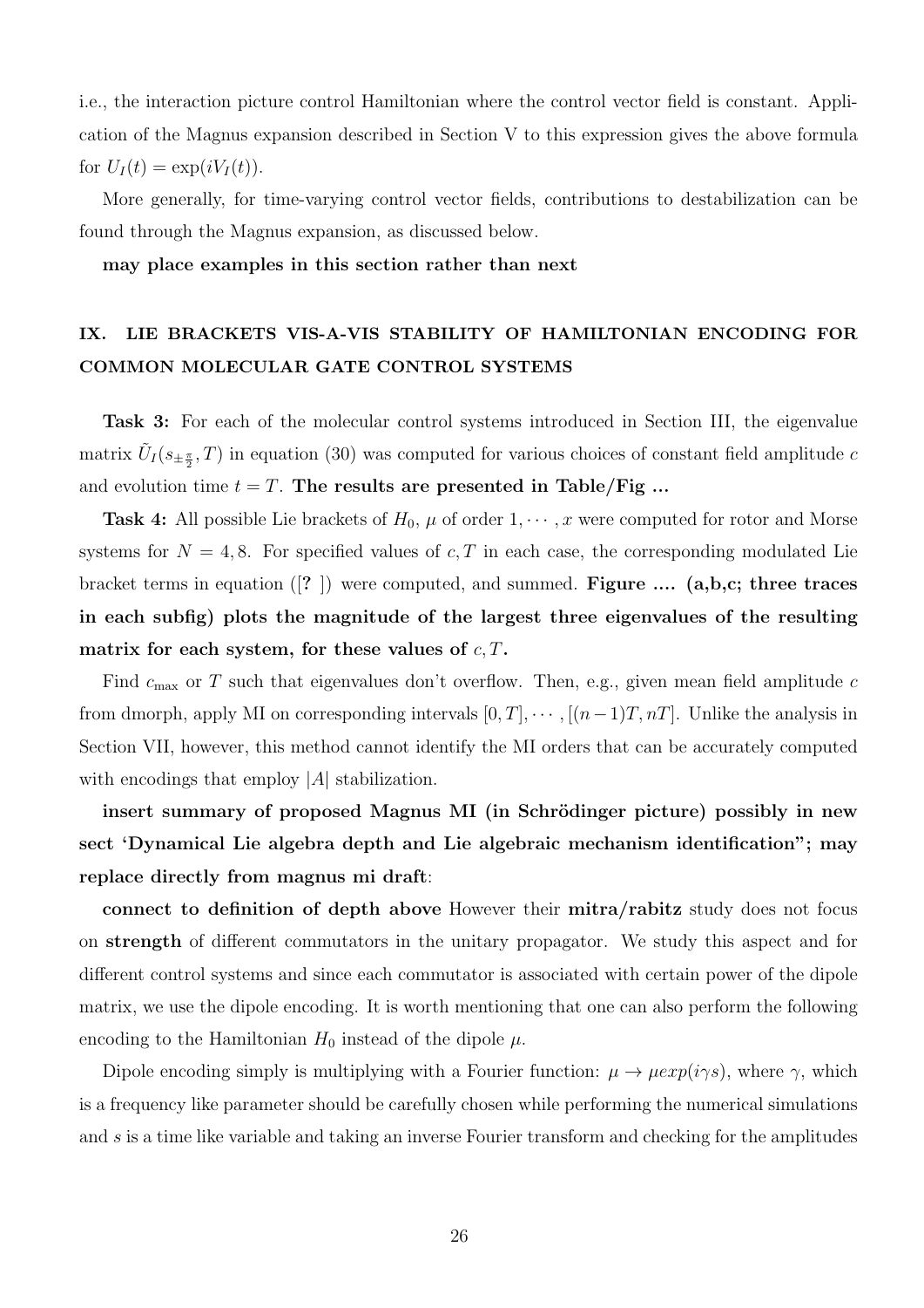i.e., the interaction picture control Hamiltonian where the control vector field is constant. Application of the Magnus expansion described in Section V to this expression gives the above formula for $U_I(t) = \exp(iV_I(t))$.

More generally, for time-varying control vector fields, contributions to destabilization can be found through the Magnus expansion, as discussed below.

**may place examples in this section rather than next**

## IX. LIE BRACKETS VIS-A-VIS STABILITY OF HAMILTONIAN ENCODING FOR COMMON MOLECULAR GATE CONTROL SYSTEMS

**Task 3:** For each of the molecular control systems introduced in Section III, the eigenvalue matrix $\tilde{U}_I(s_{\pm\frac{\pi}{2}}, T)$ in equation (30) was computed for various choices of constant field amplitude $c$ and evolution time $t = T$. **The results are presented in Table/Fig ...**

**Task 4:** All possible Lie brackets of $H_0$, $\mu$ of order $1, \cdots, x$ were computed for rotor and Morse systems for $N = 4, 8$. For specified values of $c, T$ in each case, the corresponding modulated Lie bracket terms in equation ([? ]) were computed, and summed. **Figure .... (a,b,c; three traces in each subfig) plots the magnitude of the largest three eigenvalues of the resulting matrix for each system, for these values of $c, T$.**

Find $c_{\max}$ or $T$ such that eigenvalues don't overflow. Then, e.g., given mean field amplitude $c$ from dmorph, apply MI on corresponding intervals $[0, T], \cdots, [(n-1)T, nT]$. Unlike the analysis in Section VII, however, this method cannot identify the MI orders that can be accurately computed with encodings that employ $|A|$ stabilization.

**insert summary of proposed Magnus MI (in Schrödinger picture) possibly in new sect 'Dynamical Lie algebra depth and Lie algebraic mechanism identification"; may replace directly from magnus mi draft**:

**connect to definition of depth above** However their **mitra/rabitz** study does not focus on **strength** of different commutators in the unitary propagator. We study this aspect and for different control systems and since each commutator is associated with certain power of the dipole matrix, we use the dipole encoding. It is worth mentioning that one can also perform the following encoding to the Hamiltonian $H_0$ instead of the dipole $\mu$.

Dipole encoding simply is multiplying with a Fourier function: $\mu \rightarrow \mu exp(i\gamma s)$, where $\gamma$, which is a frequency like parameter should be carefully chosen while performing the numerical simulations and $s$ is a time like variable and taking an inverse Fourier transform and checking for the amplitudes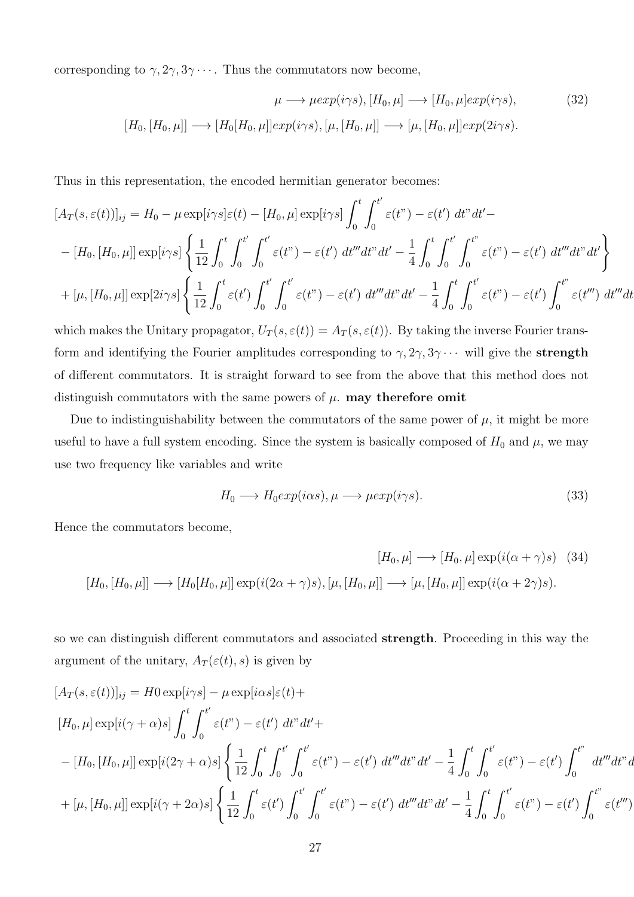corresponding to $\gamma, 2\gamma, 3\gamma \cdots$. Thus the commutators now become,

$$\mu \longrightarrow \mu exp(i\gamma s), [H_0, \mu] \longrightarrow [H_0, \mu]exp(i\gamma s), \tag{32}$$
$$[H_0, [H_0, \mu]] \longrightarrow [H_0[H_0, \mu]]exp(i\gamma s), [\mu, [H_0, \mu]] \longrightarrow [\mu, [H_0, \mu]]exp(2i\gamma s).$$

Thus in this representation, the encoded hermitian generator becomes:

$$[A_T(s, \varepsilon(t))]_{ij} = H_0 - \mu \exp[i\gamma s]\varepsilon(t) - [H_0, \mu] \exp[i\gamma s] \int_0^t \int_0^{t'} \varepsilon(t") - \varepsilon(t')\ dt"dt' -$$
$$- [H_0, [H_0, \mu]] \exp[i\gamma s] \left\{ \frac{1}{12} \int_0^t \int_0^{t'} \int_0^{t'} \varepsilon(t") - \varepsilon(t')\ dt'''dt"dt' - \frac{1}{4} \int_0^t \int_0^{t'} \int_0^{t"} \varepsilon(t") - \varepsilon(t')\ dt'''dt"dt' \right\}$$
$$+ [\mu, [H_0, \mu]] \exp[2i\gamma s] \left\{ \frac{1}{12} \int_0^t \varepsilon(t') \int_0^{t'} \int_0^{t'} \varepsilon(t") - \varepsilon(t')\ dt'''dt"dt' - \frac{1}{4} \int_0^t \int_0^{t'} \varepsilon(t") - \varepsilon(t') \int_0^{t"} \varepsilon(t''')\ dt'''dt$$

which makes the Unitary propagator, $U_T(s, \varepsilon(t)) = A_T(s, \varepsilon(t))$. By taking the inverse Fourier transform and identifying the Fourier amplitudes corresponding to $\gamma, 2\gamma, 3\gamma \cdots$ will give the **strength** of different commutators. It is straight forward to see from the above that this method does not distinguish commutators with the same powers of $\mu$. **may therefore omit**

Due to indistinguishability between the commutators of the same power of $\mu$, it might be more useful to have a full system encoding. Since the system is basically composed of $H_0$ and $\mu$, we may use two frequency like variables and write

$$H_0 \longrightarrow H_0 exp(i\alpha s), \mu \longrightarrow \mu exp(i\gamma s). \tag{33}$$

Hence the commutators become,

$$[H_0, \mu] \longrightarrow [H_0, \mu] \exp(i(\alpha + \gamma)s) \tag{34}$$
$$[H_0, [H_0, \mu]] \longrightarrow [H_0[H_0, \mu]] \exp(i(2\alpha + \gamma)s), [\mu, [H_0, \mu]] \longrightarrow [\mu, [H_0, \mu]] \exp(i(\alpha + 2\gamma)s).$$

so we can distinguish different commutators and associated **strength**. Proceeding in this way the argument of the unitary, $A_T(\varepsilon(t), s)$ is given by

$$[A_T(s, \varepsilon(t))]_{ij} = H0 \exp[i\gamma s] - \mu \exp[i\alpha s]\varepsilon(t) +$$
$$[H_0, \mu] \exp[i(\gamma + \alpha)s] \int_0^t \int_0^{t'} \varepsilon(t") - \varepsilon(t')\ dt"dt' +$$
$$- [H_0, [H_0, \mu]] \exp[i(2\gamma + \alpha)s] \left\{ \frac{1}{12} \int_0^t \int_0^{t'} \int_0^{t'} \varepsilon(t") - \varepsilon(t')\ dt'''dt"dt' - \frac{1}{4} \int_0^t \int_0^{t'} \varepsilon(t") - \varepsilon(t') \int_0^{t"}\ dt'''dt"d$$
$$+ [\mu, [H_0, \mu]] \exp[i(\gamma + 2\alpha)s] \left\{ \frac{1}{12} \int_0^t \varepsilon(t') \int_0^{t'} \int_0^{t'} \varepsilon(t") - \varepsilon(t')\ dt'''dt"dt' - \frac{1}{4} \int_0^t \int_0^{t'} \varepsilon(t") - \varepsilon(t') \int_0^{t"} \varepsilon(t''')$$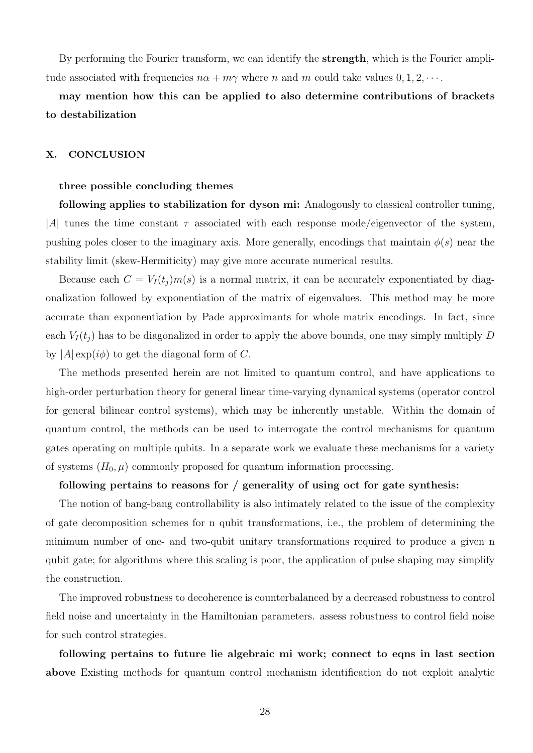By performing the Fourier transform, we can identify the **strength**, which is the Fourier amplitude associated with frequencies $n\alpha + m\gamma$ where $n$ and $m$ could take values $0, 1, 2, \cdots$.

**may mention how this can be applied to also determine contributions of brackets to destabilization**

## X. CONCLUSION

**three possible concluding themes**

**following applies to stabilization for dyson mi:** Analogously to classical controller tuning, $|A|$ tunes the time constant $\tau$ associated with each response mode/eigenvector of the system, pushing poles closer to the imaginary axis. More generally, encodings that maintain $\phi(s)$ near the stability limit (skew-Hermiticity) may give more accurate numerical results.

Because each $C = V_I(t_j)m(s)$ is a normal matrix, it can be accurately exponentiated by diagonalization followed by exponentiation of the matrix of eigenvalues. This method may be more accurate than exponentiation by Pade approximants for whole matrix encodings. In fact, since each $V_I(t_j)$ has to be diagonalized in order to apply the above bounds, one may simply multiply $D$ by $|A|\exp(i\phi)$ to get the diagonal form of $C$.

The methods presented herein are not limited to quantum control, and have applications to high-order perturbation theory for general linear time-varying dynamical systems (operator control for general bilinear control systems), which may be inherently unstable. Within the domain of quantum control, the methods can be used to interrogate the control mechanisms for quantum gates operating on multiple qubits. In a separate work we evaluate these mechanisms for a variety of systems $(H_0, \mu)$ commonly proposed for quantum information processing.

**following pertains to reasons for / generality of using oct for gate synthesis:**

The notion of bang-bang controllability is also intimately related to the issue of the complexity of gate decomposition schemes for n qubit transformations, i.e., the problem of determining the minimum number of one- and two-qubit unitary transformations required to produce a given n qubit gate; for algorithms where this scaling is poor, the application of pulse shaping may simplify the construction.

The improved robustness to decoherence is counterbalanced by a decreased robustness to control field noise and uncertainty in the Hamiltonian parameters. assess robustness to control field noise for such control strategies.

**following pertains to future lie algebraic mi work; connect to eqns in last section above** Existing methods for quantum control mechanism identification do not exploit analytic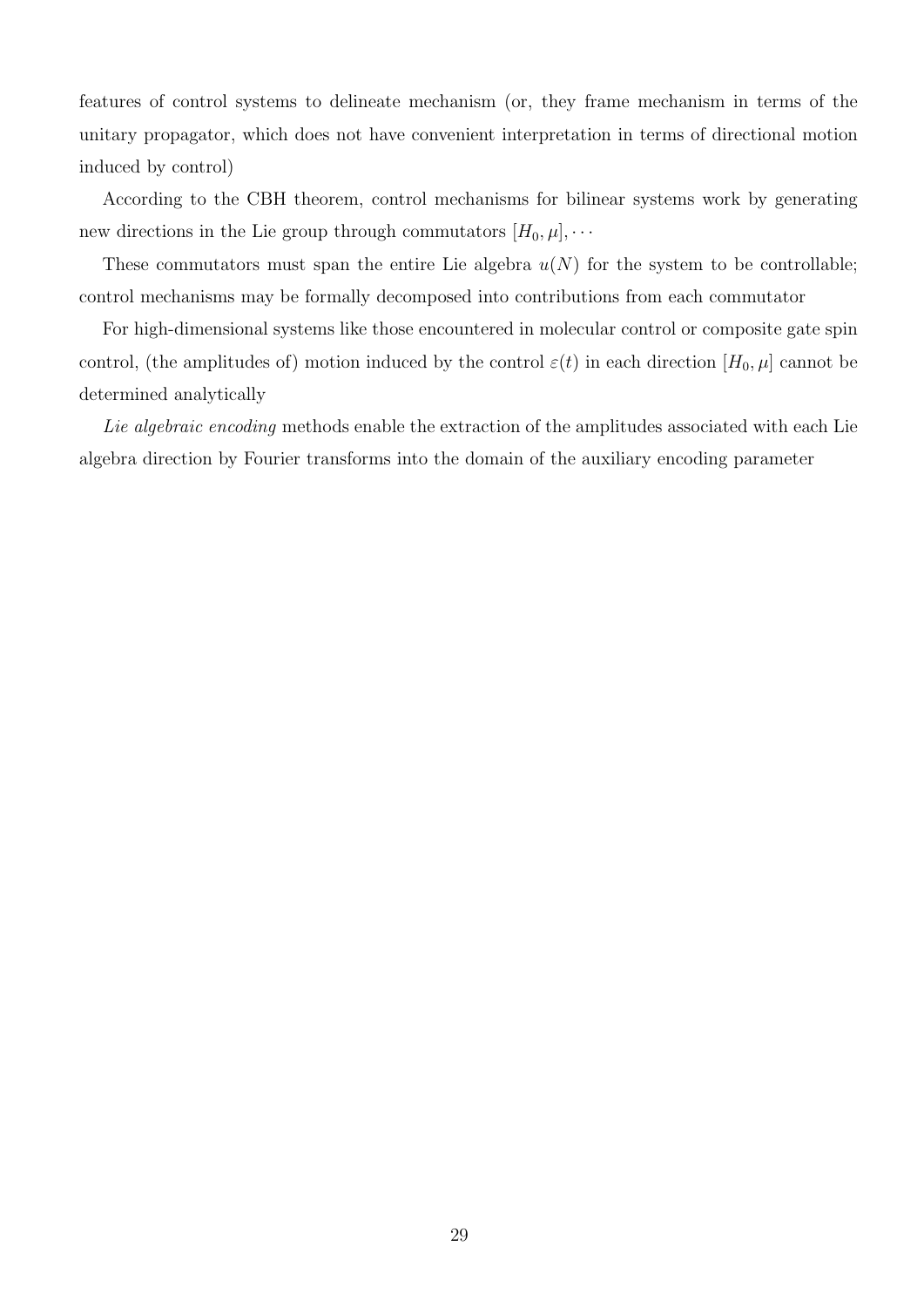features of control systems to delineate mechanism (or, they frame mechanism in terms of the unitary propagator, which does not have convenient interpretation in terms of directional motion induced by control)

According to the CBH theorem, control mechanisms for bilinear systems work by generating new directions in the Lie group through commutators $[H_0, \mu], \cdots$

These commutators must span the entire Lie algebra $u(N)$ for the system to be controllable; control mechanisms may be formally decomposed into contributions from each commutator

For high-dimensional systems like those encountered in molecular control or composite gate spin control, (the amplitudes of) motion induced by the control $\varepsilon(t)$ in each direction $[H_0, \mu]$ cannot be determined analytically

*Lie algebraic encoding* methods enable the extraction of the amplitudes associated with each Lie algebra direction by Fourier transforms into the domain of the auxiliary encoding parameter